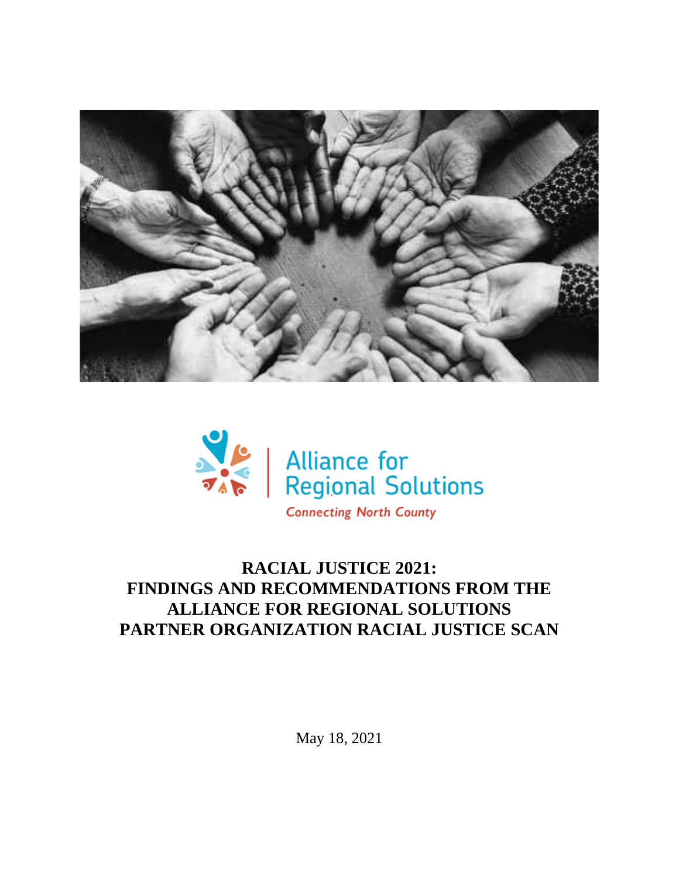Alliance for Regional Solutions

*Connecting North County*

# RACIAL JUSTICE 2021: FINDINGS AND RECOMMENDATIONS FROM THE ALLIANCE FOR REGIONAL SOLUTIONS PARTNER ORGANIZATION RACIAL JUSTICE SCAN

May 18, 2021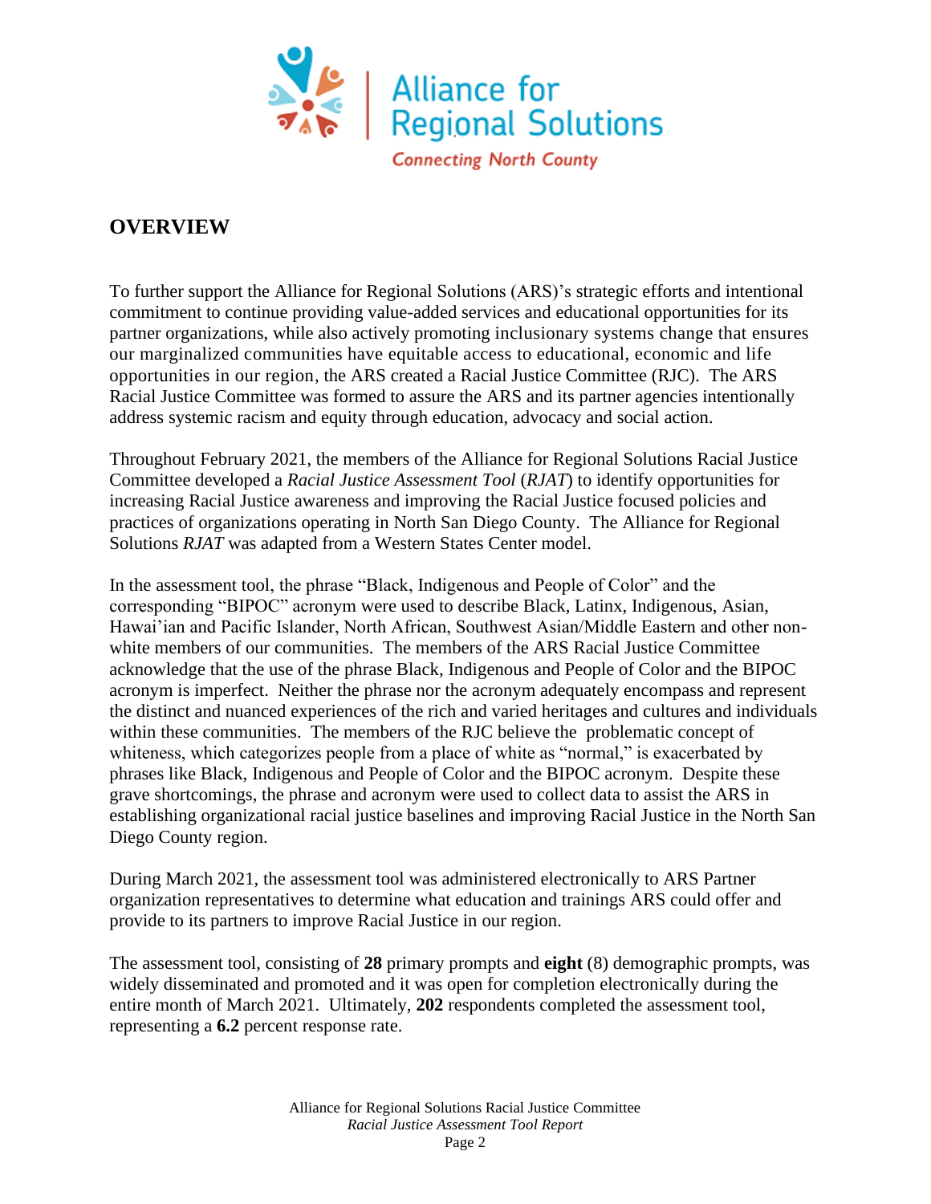# OVERVIEW

To further support the Alliance for Regional Solutions (ARS)'s strategic efforts and intentional commitment to continue providing value-added services and educational opportunities for its partner organizations, while also actively promoting inclusionary systems change that ensures our marginalized communities have equitable access to educational, economic and life opportunities in our region, the ARS created a Racial Justice Committee (RJC). The ARS Racial Justice Committee was formed to assure the ARS and its partner agencies intentionally address systemic racism and equity through education, advocacy and social action.

Throughout February 2021, the members of the Alliance for Regional Solutions Racial Justice Committee developed a *Racial Justice Assessment Tool* (*RJAT*) to identify opportunities for increasing Racial Justice awareness and improving the Racial Justice focused policies and practices of organizations operating in North San Diego County. The Alliance for Regional Solutions *RJAT* was adapted from a Western States Center model.

In the assessment tool, the phrase "Black, Indigenous and People of Color" and the corresponding "BIPOC" acronym were used to describe Black, Latinx, Indigenous, Asian, Hawai'ian and Pacific Islander, North African, Southwest Asian/Middle Eastern and other non-white members of our communities. The members of the ARS Racial Justice Committee acknowledge that the use of the phrase Black, Indigenous and People of Color and the BIPOC acronym is imperfect. Neither the phrase nor the acronym adequately encompass and represent the distinct and nuanced experiences of the rich and varied heritages and cultures and individuals within these communities. The members of the RJC believe the problematic concept of whiteness, which categorizes people from a place of white as "normal," is exacerbated by phrases like Black, Indigenous and People of Color and the BIPOC acronym. Despite these grave shortcomings, the phrase and acronym were used to collect data to assist the ARS in establishing organizational racial justice baselines and improving Racial Justice in the North San Diego County region.

During March 2021, the assessment tool was administered electronically to ARS Partner organization representatives to determine what education and trainings ARS could offer and provide to its partners to improve Racial Justice in our region.

The assessment tool, consisting of **28** primary prompts and **eight** (8) demographic prompts, was widely disseminated and promoted and it was open for completion electronically during the entire month of March 2021. Ultimately, **202** respondents completed the assessment tool, representing a **6.2** percent response rate.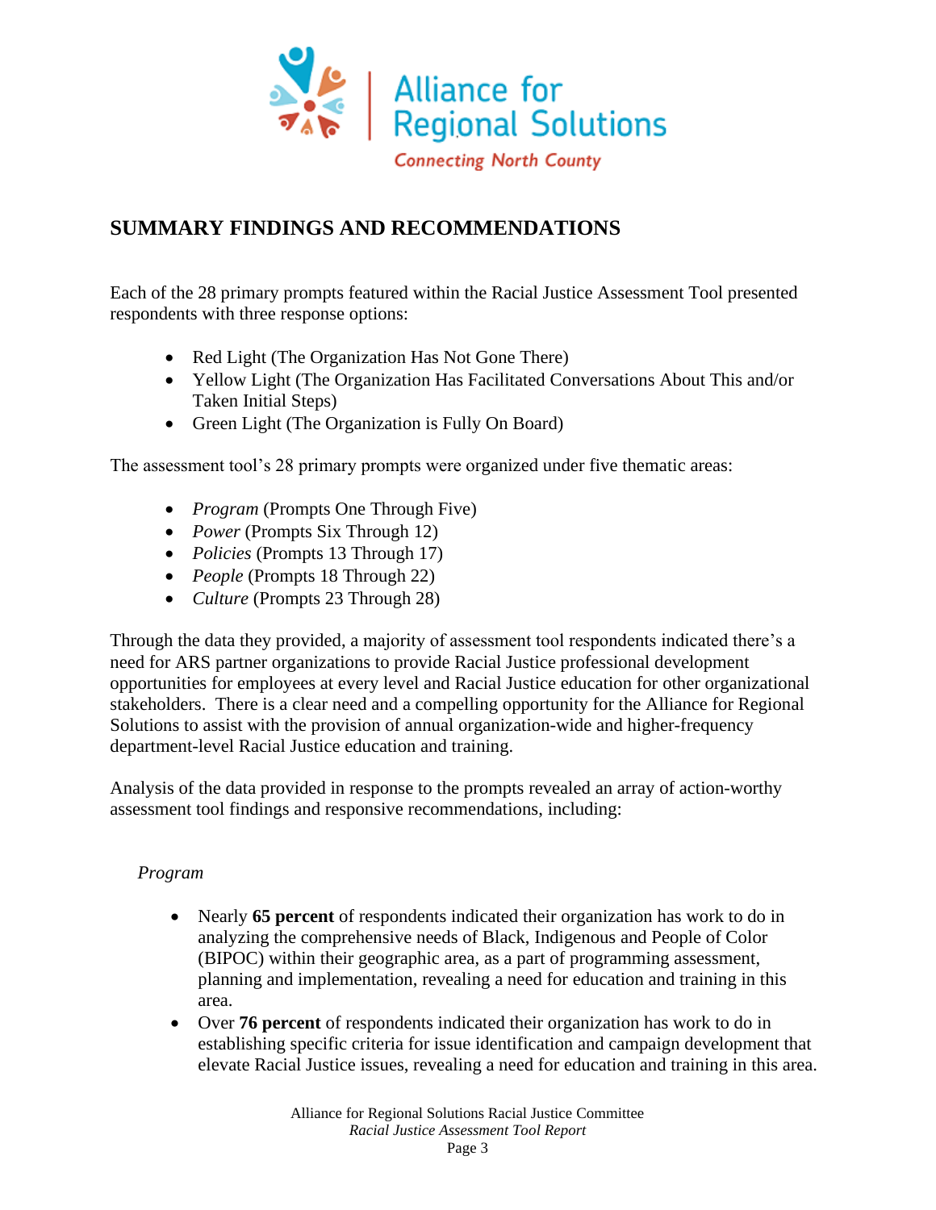## SUMMARY FINDINGS AND RECOMMENDATIONS

Each of the 28 primary prompts featured within the Racial Justice Assessment Tool presented respondents with three response options:

- Red Light (The Organization Has Not Gone There)
- Yellow Light (The Organization Has Facilitated Conversations About This and/or Taken Initial Steps)
- Green Light (The Organization is Fully On Board)

The assessment tool's 28 primary prompts were organized under five thematic areas:

- *Program* (Prompts One Through Five)
- *Power* (Prompts Six Through 12)
- *Policies* (Prompts 13 Through 17)
- *People* (Prompts 18 Through 22)
- *Culture* (Prompts 23 Through 28)

Through the data they provided, a majority of assessment tool respondents indicated there's a need for ARS partner organizations to provide Racial Justice professional development opportunities for employees at every level and Racial Justice education for other organizational stakeholders. There is a clear need and a compelling opportunity for the Alliance for Regional Solutions to assist with the provision of annual organization-wide and higher-frequency department-level Racial Justice education and training.

Analysis of the data provided in response to the prompts revealed an array of action-worthy assessment tool findings and responsive recommendations, including:

*Program*

- Nearly **65 percent** of respondents indicated their organization has work to do in analyzing the comprehensive needs of Black, Indigenous and People of Color (BIPOC) within their geographic area, as a part of programming assessment, planning and implementation, revealing a need for education and training in this area.
- Over **76 percent** of respondents indicated their organization has work to do in establishing specific criteria for issue identification and campaign development that elevate Racial Justice issues, revealing a need for education and training in this area.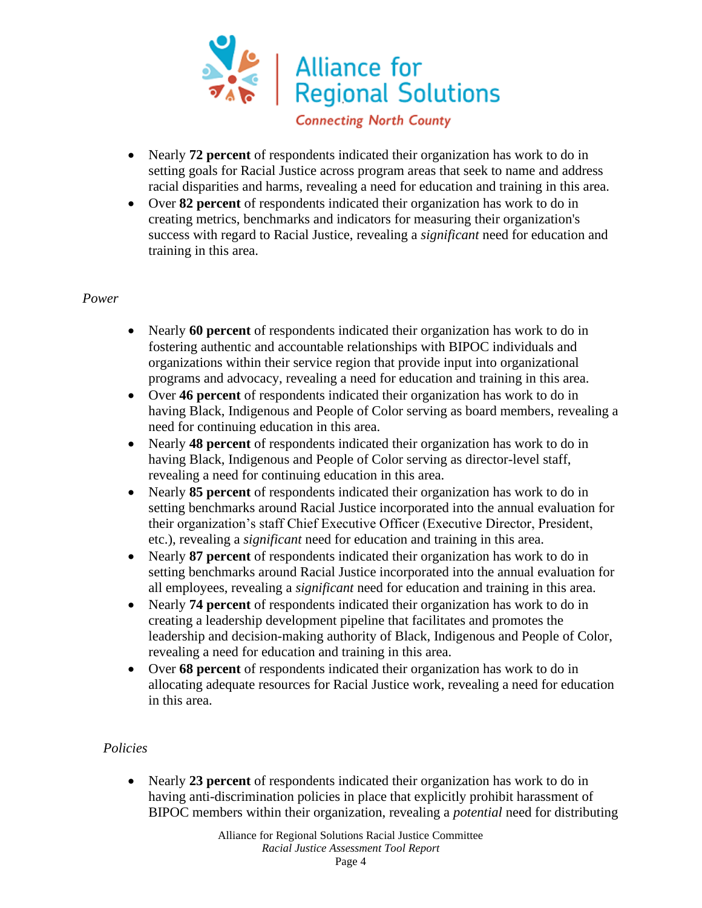- Nearly **72 percent** of respondents indicated their organization has work to do in setting goals for Racial Justice across program areas that seek to name and address racial disparities and harms, revealing a need for education and training in this area.
- Over **82 percent** of respondents indicated their organization has work to do in creating metrics, benchmarks and indicators for measuring their organization's success with regard to Racial Justice, revealing a *significant* need for education and training in this area.

*Power*

- Nearly **60 percent** of respondents indicated their organization has work to do in fostering authentic and accountable relationships with BIPOC individuals and organizations within their service region that provide input into organizational programs and advocacy, revealing a need for education and training in this area.
- Over **46 percent** of respondents indicated their organization has work to do in having Black, Indigenous and People of Color serving as board members, revealing a need for continuing education in this area.
- Nearly **48 percent** of respondents indicated their organization has work to do in having Black, Indigenous and People of Color serving as director-level staff, revealing a need for continuing education in this area.
- Nearly **85 percent** of respondents indicated their organization has work to do in setting benchmarks around Racial Justice incorporated into the annual evaluation for their organization's staff Chief Executive Officer (Executive Director, President, etc.), revealing a *significant* need for education and training in this area.
- Nearly **87 percent** of respondents indicated their organization has work to do in setting benchmarks around Racial Justice incorporated into the annual evaluation for all employees, revealing a *significant* need for education and training in this area.
- Nearly **74 percent** of respondents indicated their organization has work to do in creating a leadership development pipeline that facilitates and promotes the leadership and decision-making authority of Black, Indigenous and People of Color, revealing a need for education and training in this area.
- Over **68 percent** of respondents indicated their organization has work to do in allocating adequate resources for Racial Justice work, revealing a need for education in this area.

*Policies*

- Nearly **23 percent** of respondents indicated their organization has work to do in having anti-discrimination policies in place that explicitly prohibit harassment of BIPOC members within their organization, revealing a *potential* need for distributing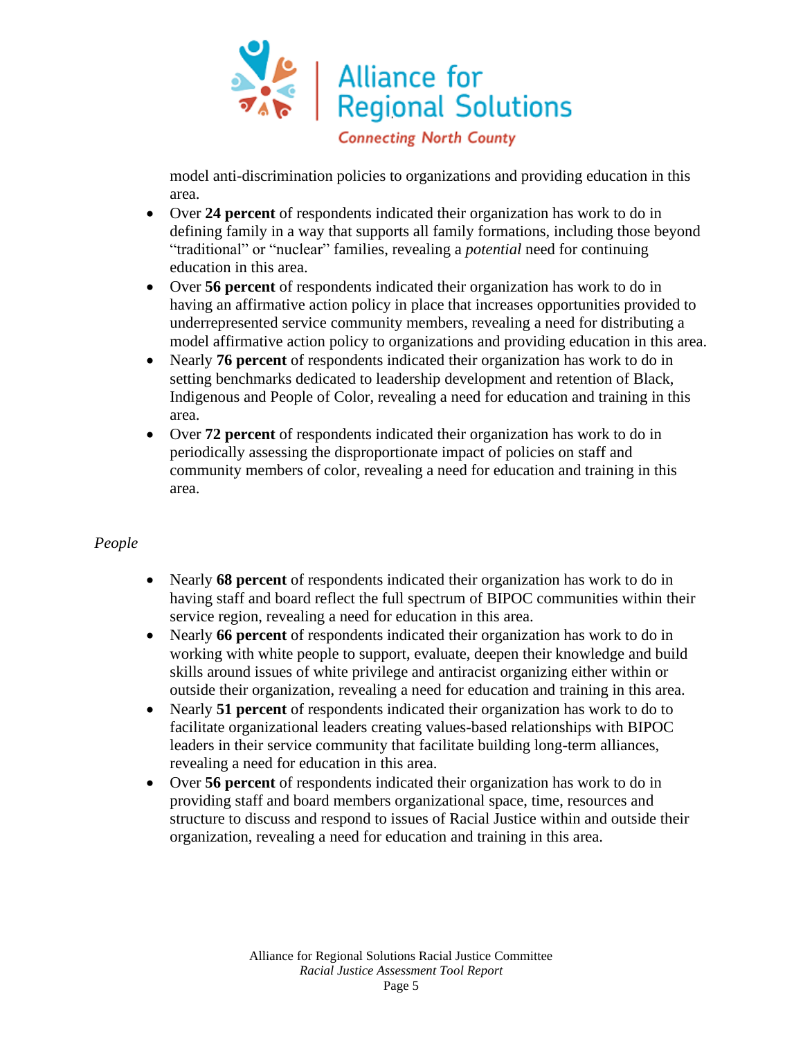model anti-discrimination policies to organizations and providing education in this area.

- Over **24 percent** of respondents indicated their organization has work to do in defining family in a way that supports all family formations, including those beyond "traditional" or "nuclear" families, revealing a *potential* need for continuing education in this area.
- Over **56 percent** of respondents indicated their organization has work to do in having an affirmative action policy in place that increases opportunities provided to underrepresented service community members, revealing a need for distributing a model affirmative action policy to organizations and providing education in this area.
- Nearly **76 percent** of respondents indicated their organization has work to do in setting benchmarks dedicated to leadership development and retention of Black, Indigenous and People of Color, revealing a need for education and training in this area.
- Over **72 percent** of respondents indicated their organization has work to do in periodically assessing the disproportionate impact of policies on staff and community members of color, revealing a need for education and training in this area.

*People*

- Nearly **68 percent** of respondents indicated their organization has work to do in having staff and board reflect the full spectrum of BIPOC communities within their service region, revealing a need for education in this area.
- Nearly **66 percent** of respondents indicated their organization has work to do in working with white people to support, evaluate, deepen their knowledge and build skills around issues of white privilege and antiracist organizing either within or outside their organization, revealing a need for education and training in this area.
- Nearly **51 percent** of respondents indicated their organization has work to do to facilitate organizational leaders creating values-based relationships with BIPOC leaders in their service community that facilitate building long-term alliances, revealing a need for education in this area.
- Over **56 percent** of respondents indicated their organization has work to do in providing staff and board members organizational space, time, resources and structure to discuss and respond to issues of Racial Justice within and outside their organization, revealing a need for education and training in this area.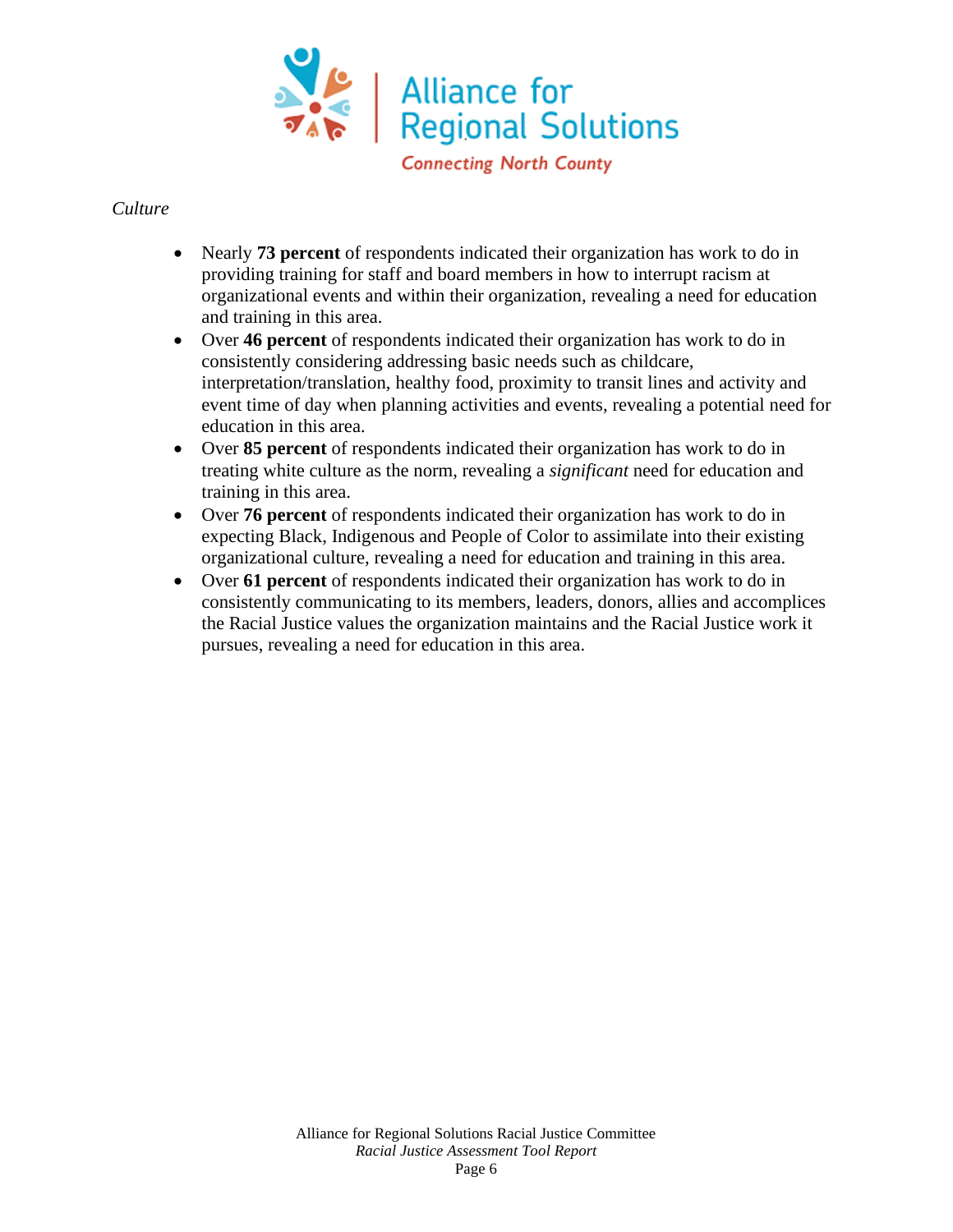*Culture*

- Nearly **73 percent** of respondents indicated their organization has work to do in providing training for staff and board members in how to interrupt racism at organizational events and within their organization, revealing a need for education and training in this area.
- Over **46 percent** of respondents indicated their organization has work to do in consistently considering addressing basic needs such as childcare, interpretation/translation, healthy food, proximity to transit lines and activity and event time of day when planning activities and events, revealing a potential need for education in this area.
- Over **85 percent** of respondents indicated their organization has work to do in treating white culture as the norm, revealing a *significant* need for education and training in this area.
- Over **76 percent** of respondents indicated their organization has work to do in expecting Black, Indigenous and People of Color to assimilate into their existing organizational culture, revealing a need for education and training in this area.
- Over **61 percent** of respondents indicated their organization has work to do in consistently communicating to its members, leaders, donors, allies and accomplices the Racial Justice values the organization maintains and the Racial Justice work it pursues, revealing a need for education in this area.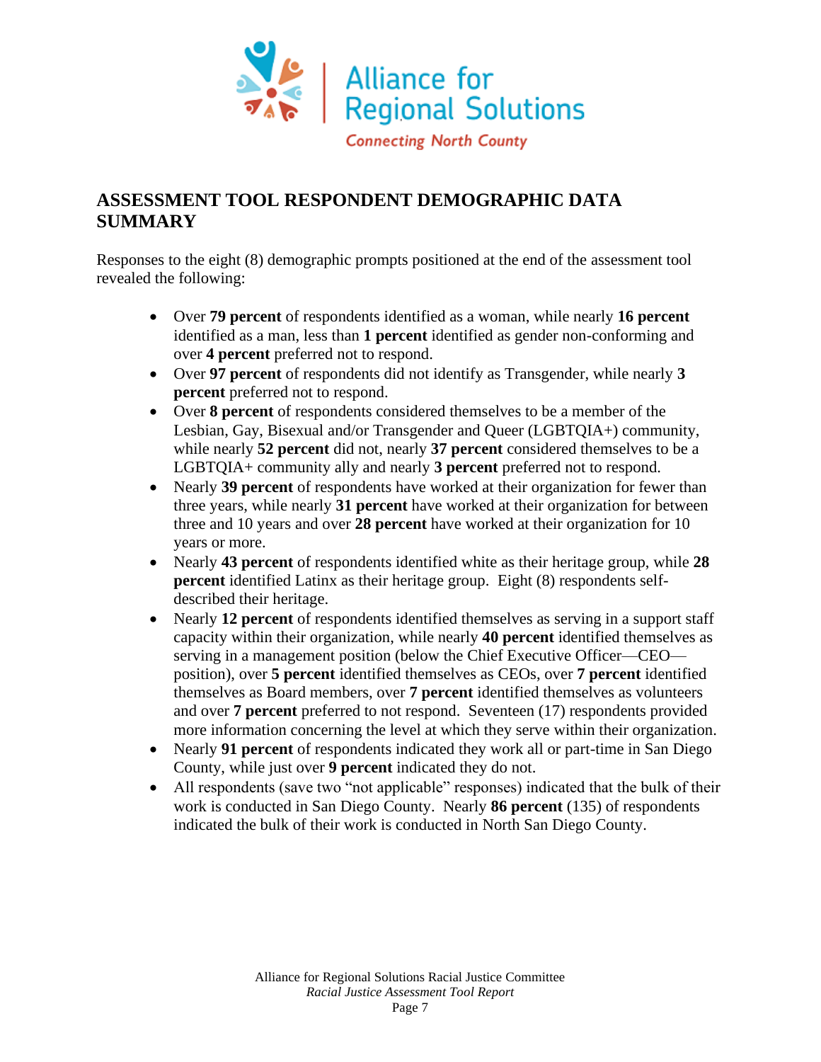## ASSESSMENT TOOL RESPONDENT DEMOGRAPHIC DATA SUMMARY

Responses to the eight (8) demographic prompts positioned at the end of the assessment tool revealed the following:

- Over **79 percent** of respondents identified as a woman, while nearly **16 percent** identified as a man, less than **1 percent** identified as gender non-conforming and over **4 percent** preferred not to respond.
- Over **97 percent** of respondents did not identify as Transgender, while nearly **3 percent** preferred not to respond.
- Over **8 percent** of respondents considered themselves to be a member of the Lesbian, Gay, Bisexual and/or Transgender and Queer (LGBTQIA+) community, while nearly **52 percent** did not, nearly **37 percent** considered themselves to be a LGBTQIA+ community ally and nearly **3 percent** preferred not to respond.
- Nearly **39 percent** of respondents have worked at their organization for fewer than three years, while nearly **31 percent** have worked at their organization for between three and 10 years and over **28 percent** have worked at their organization for 10 years or more.
- Nearly **43 percent** of respondents identified white as their heritage group, while **28 percent** identified Latinx as their heritage group. Eight (8) respondents self-described their heritage.
- Nearly **12 percent** of respondents identified themselves as serving in a support staff capacity within their organization, while nearly **40 percent** identified themselves as serving in a management position (below the Chief Executive Officer—CEO—position), over **5 percent** identified themselves as CEOs, over **7 percent** identified themselves as Board members, over **7 percent** identified themselves as volunteers and over **7 percent** preferred to not respond. Seventeen (17) respondents provided more information concerning the level at which they serve within their organization.
- Nearly **91 percent** of respondents indicated they work all or part-time in San Diego County, while just over **9 percent** indicated they do not.
- All respondents (save two "not applicable" responses) indicated that the bulk of their work is conducted in San Diego County. Nearly **86 percent** (135) of respondents indicated the bulk of their work is conducted in North San Diego County.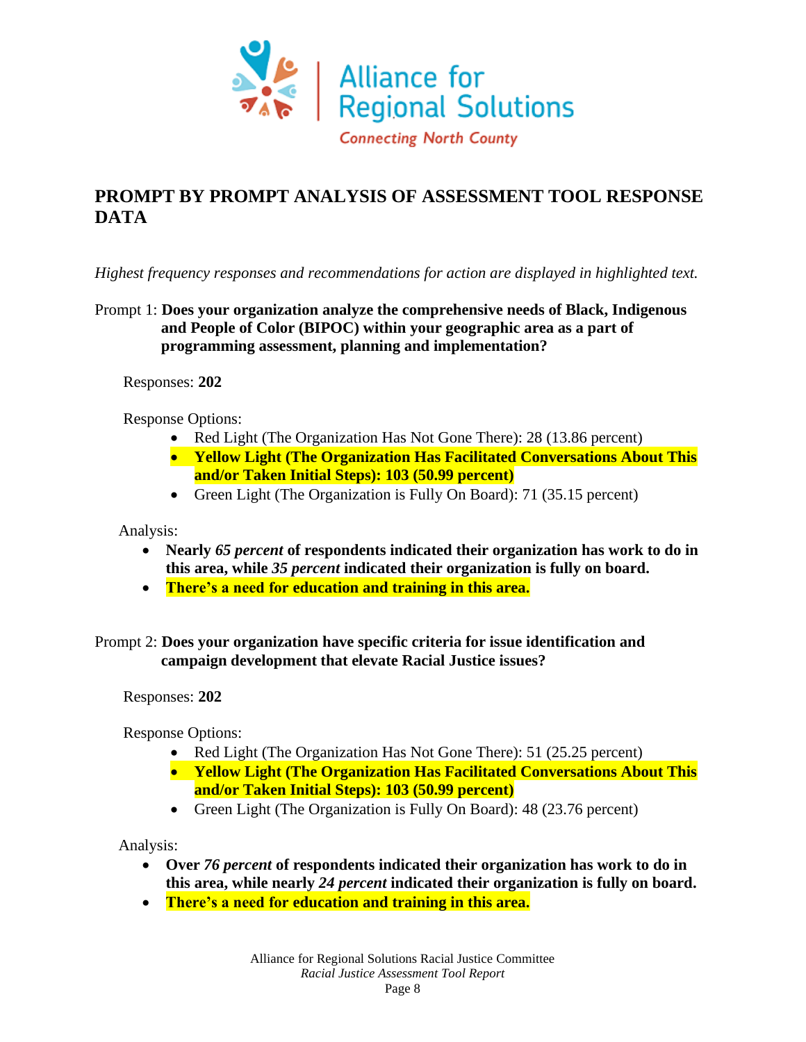Alliance for Regional Solutions

*Connecting North County*

## PROMPT BY PROMPT ANALYSIS OF ASSESSMENT TOOL RESPONSE DATA

*Highest frequency responses and recommendations for action are displayed in highlighted text.*

Prompt 1: **Does your organization analyze the comprehensive needs of Black, Indigenous and People of Color (BIPOC) within your geographic area as a part of programming assessment, planning and implementation?**

Responses: **202**

Response Options:

- Red Light (The Organization Has Not Gone There): 28 (13.86 percent)
- **Yellow Light (The Organization Has Facilitated Conversations About This and/or Taken Initial Steps): 103 (50.99 percent)**
- Green Light (The Organization is Fully On Board): 71 (35.15 percent)

Analysis:

- **Nearly *65 percent* of respondents indicated their organization has work to do in this area, while *35 percent* indicated their organization is fully on board.**
- **There's a need for education and training in this area.**

Prompt 2: **Does your organization have specific criteria for issue identification and campaign development that elevate Racial Justice issues?**

Responses: **202**

Response Options:

- Red Light (The Organization Has Not Gone There): 51 (25.25 percent)
- **Yellow Light (The Organization Has Facilitated Conversations About This and/or Taken Initial Steps): 103 (50.99 percent)**
- Green Light (The Organization is Fully On Board): 48 (23.76 percent)

Analysis:

- **Over *76 percent* of respondents indicated their organization has work to do in this area, while nearly *24 percent* indicated their organization is fully on board.**
- **There's a need for education and training in this area.**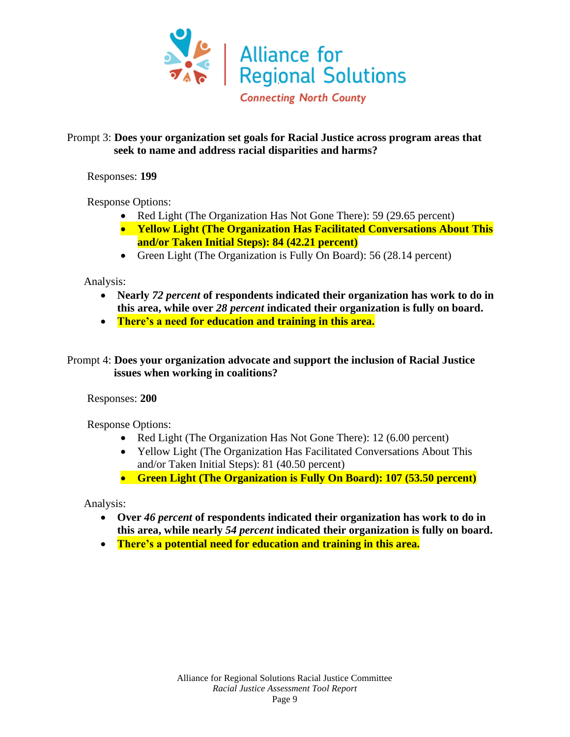Prompt 3: **Does your organization set goals for Racial Justice across program areas that seek to name and address racial disparities and harms?**

Responses: **199**

Response Options:

- Red Light (The Organization Has Not Gone There): 59 (29.65 percent)
- **Yellow Light (The Organization Has Facilitated Conversations About This and/or Taken Initial Steps): 84 (42.21 percent)**
- Green Light (The Organization is Fully On Board): 56 (28.14 percent)

Analysis:

- **Nearly *72 percent* of respondents indicated their organization has work to do in this area, while over *28 percent* indicated their organization is fully on board.**
- **There's a need for education and training in this area.**

Prompt 4: **Does your organization advocate and support the inclusion of Racial Justice issues when working in coalitions?**

Responses: **200**

Response Options:

- Red Light (The Organization Has Not Gone There): 12 (6.00 percent)
- Yellow Light (The Organization Has Facilitated Conversations About This and/or Taken Initial Steps): 81 (40.50 percent)
- **Green Light (The Organization is Fully On Board): 107 (53.50 percent)**

Analysis:

- **Over *46 percent* of respondents indicated their organization has work to do in this area, while nearly *54 percent* indicated their organization is fully on board.**
- **There's a potential need for education and training in this area.**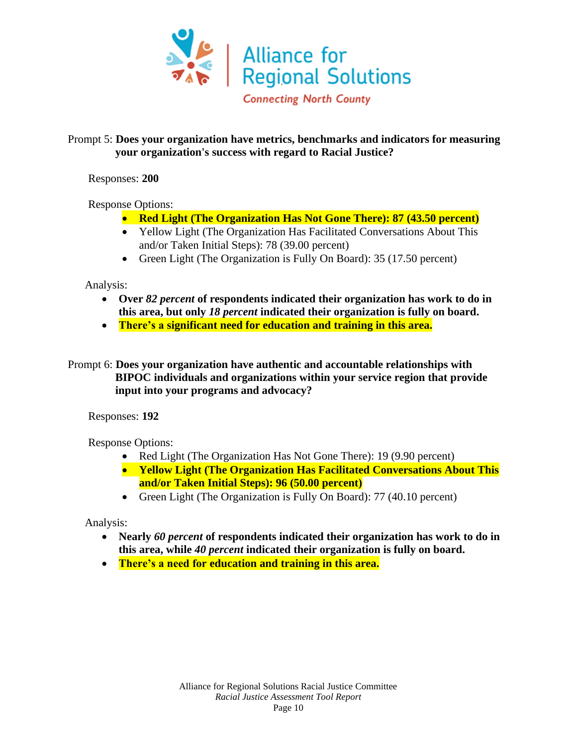Prompt 5: **Does your organization have metrics, benchmarks and indicators for measuring your organization's success with regard to Racial Justice?**

Responses: **200**

Response Options:

- **Red Light (The Organization Has Not Gone There): 87 (43.50 percent)**
- Yellow Light (The Organization Has Facilitated Conversations About This and/or Taken Initial Steps): 78 (39.00 percent)
- Green Light (The Organization is Fully On Board): 35 (17.50 percent)

Analysis:

- **Over *82 percent* of respondents indicated their organization has work to do in this area, but only *18 percent* indicated their organization is fully on board.**
- **There's a significant need for education and training in this area.**

Prompt 6: **Does your organization have authentic and accountable relationships with BIPOC individuals and organizations within your service region that provide input into your programs and advocacy?**

Responses: **192**

Response Options:

- Red Light (The Organization Has Not Gone There): 19 (9.90 percent)
- **Yellow Light (The Organization Has Facilitated Conversations About This and/or Taken Initial Steps): 96 (50.00 percent)**
- Green Light (The Organization is Fully On Board): 77 (40.10 percent)

Analysis:

- **Nearly *60 percent* of respondents indicated their organization has work to do in this area, while *40 percent* indicated their organization is fully on board.**
- **There's a need for education and training in this area.**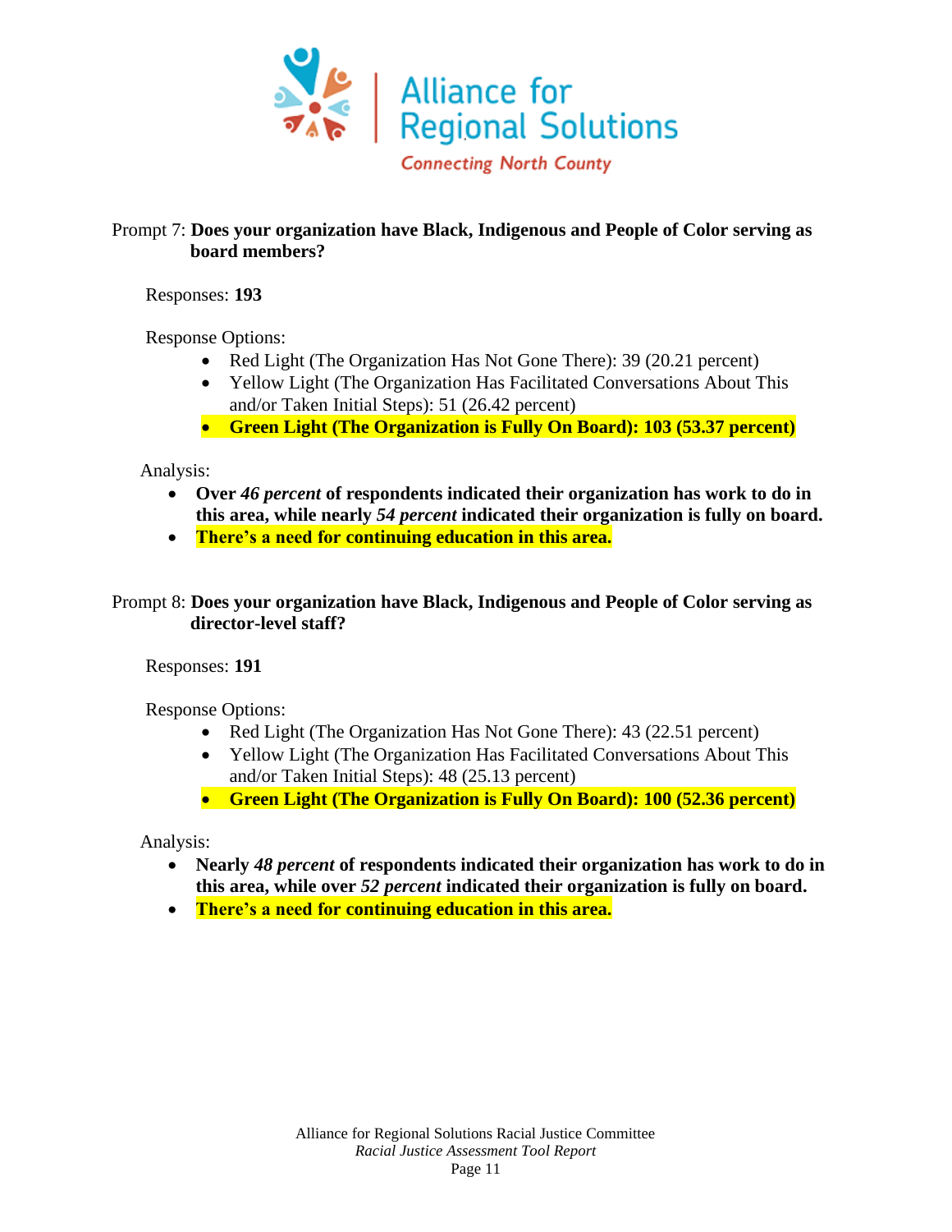Prompt 7: **Does your organization have Black, Indigenous and People of Color serving as board members?**

Responses: **193**

Response Options:

- Red Light (The Organization Has Not Gone There): 39 (20.21 percent)
- Yellow Light (The Organization Has Facilitated Conversations About This and/or Taken Initial Steps): 51 (26.42 percent)
- **Green Light (The Organization is Fully On Board): 103 (53.37 percent)**

Analysis:

- **Over *46 percent* of respondents indicated their organization has work to do in this area, while nearly *54 percent* indicated their organization is fully on board.**
- **There's a need for continuing education in this area.**

Prompt 8: **Does your organization have Black, Indigenous and People of Color serving as director-level staff?**

Responses: **191**

Response Options:

- Red Light (The Organization Has Not Gone There): 43 (22.51 percent)
- Yellow Light (The Organization Has Facilitated Conversations About This and/or Taken Initial Steps): 48 (25.13 percent)
- **Green Light (The Organization is Fully On Board): 100 (52.36 percent)**

Analysis:

- **Nearly *48 percent* of respondents indicated their organization has work to do in this area, while over *52 percent* indicated their organization is fully on board.**
- **There's a need for continuing education in this area.**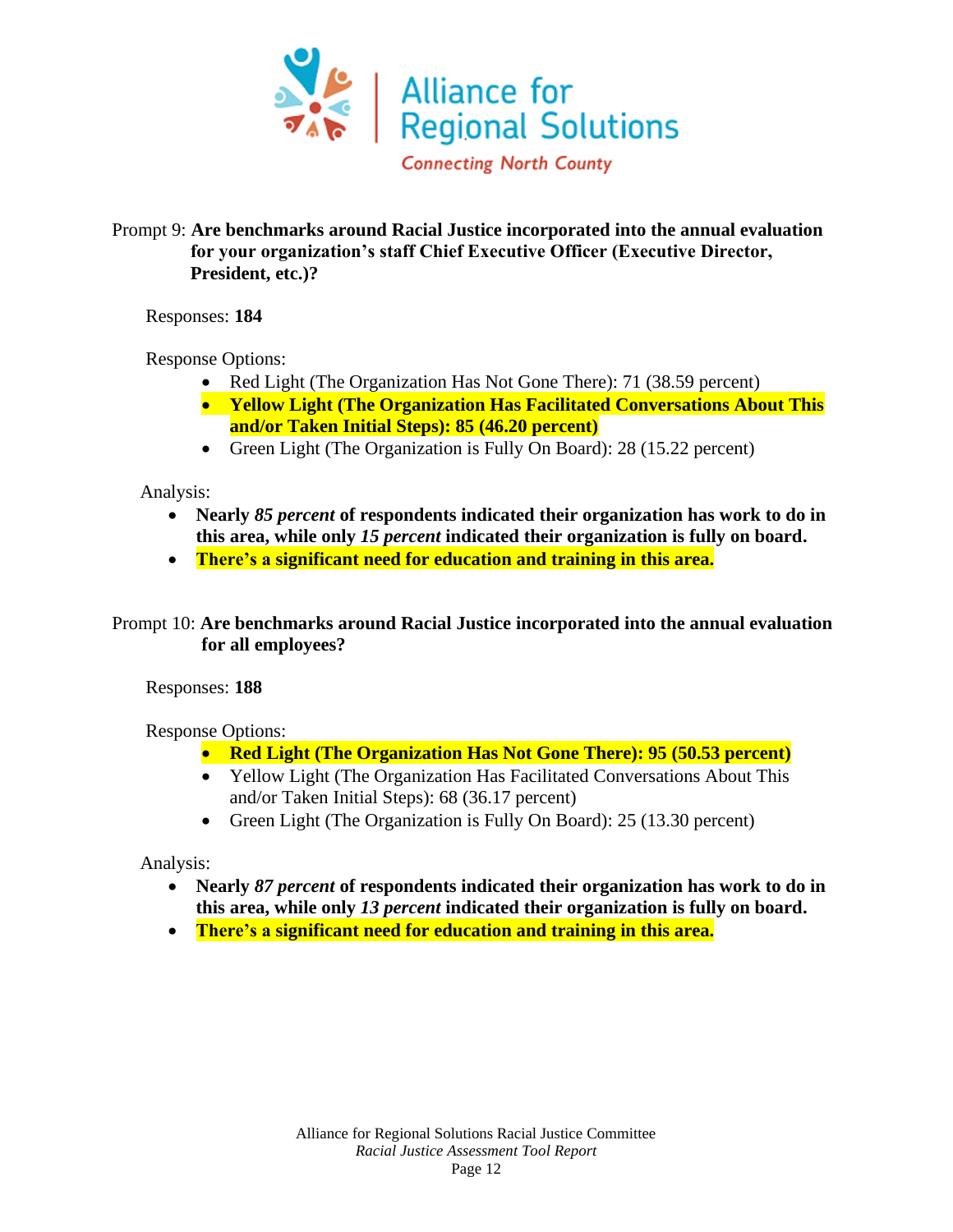Prompt 9: **Are benchmarks around Racial Justice incorporated into the annual evaluation for your organization's staff Chief Executive Officer (Executive Director, President, etc.)?**

Responses: **184**

Response Options:

- Red Light (The Organization Has Not Gone There): 71 (38.59 percent)
- **Yellow Light (The Organization Has Facilitated Conversations About This and/or Taken Initial Steps): 85 (46.20 percent)**
- Green Light (The Organization is Fully On Board): 28 (15.22 percent)

Analysis:

- **Nearly *85 percent* of respondents indicated their organization has work to do in this area, while only *15 percent* indicated their organization is fully on board.**
- **There's a significant need for education and training in this area.**

Prompt 10: **Are benchmarks around Racial Justice incorporated into the annual evaluation for all employees?**

Responses: **188**

Response Options:

- **Red Light (The Organization Has Not Gone There): 95 (50.53 percent)**
- Yellow Light (The Organization Has Facilitated Conversations About This and/or Taken Initial Steps): 68 (36.17 percent)
- Green Light (The Organization is Fully On Board): 25 (13.30 percent)

Analysis:

- **Nearly *87 percent* of respondents indicated their organization has work to do in this area, while only *13 percent* indicated their organization is fully on board.**
- **There's a significant need for education and training in this area.**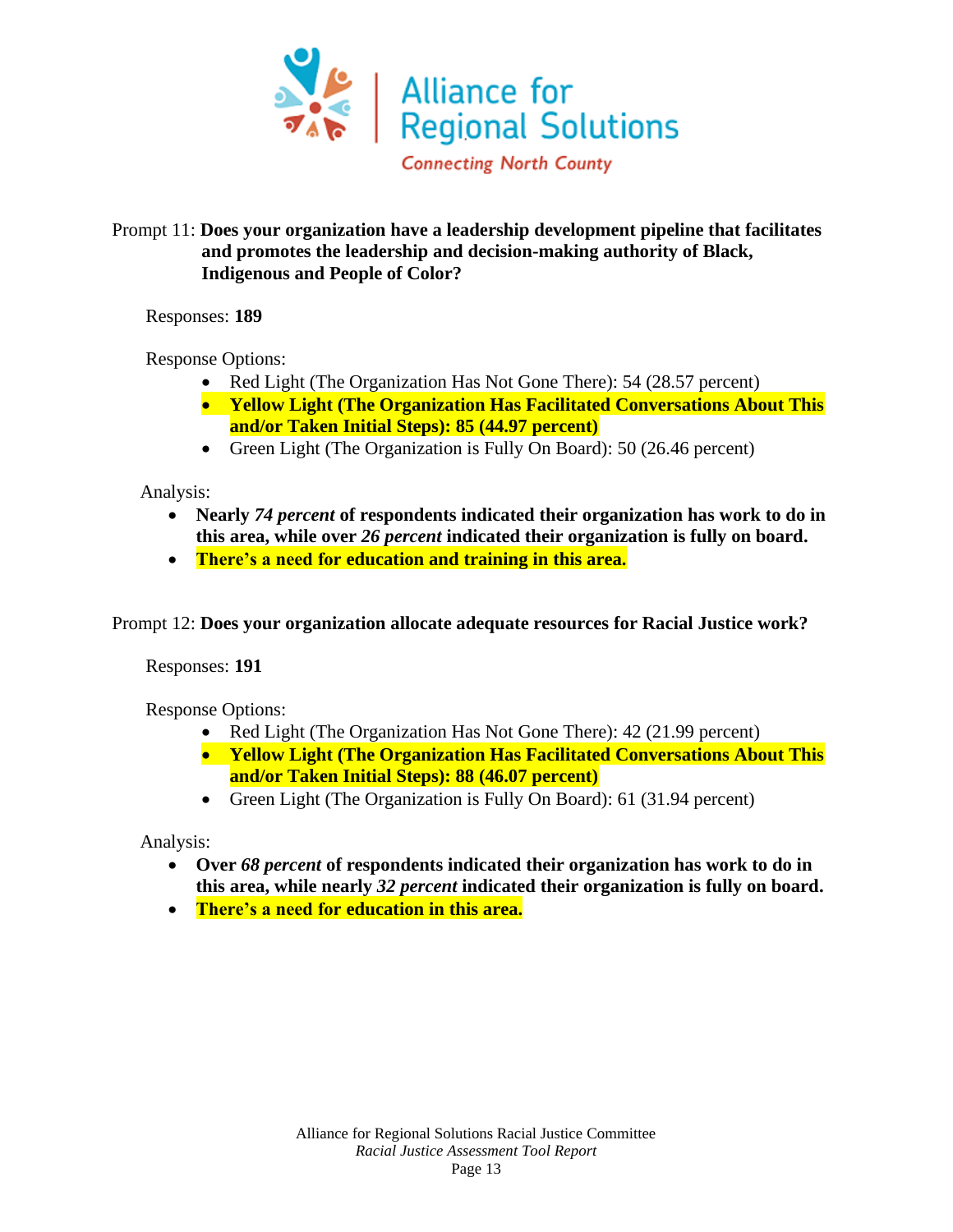Prompt 11: **Does your organization have a leadership development pipeline that facilitates and promotes the leadership and decision-making authority of Black, Indigenous and People of Color?**

Responses: **189**

Response Options:

- Red Light (The Organization Has Not Gone There): 54 (28.57 percent)
- **Yellow Light (The Organization Has Facilitated Conversations About This and/or Taken Initial Steps): 85 (44.97 percent)**
- Green Light (The Organization is Fully On Board): 50 (26.46 percent)

Analysis:

- **Nearly *74 percent* of respondents indicated their organization has work to do in this area, while over *26 percent* indicated their organization is fully on board.**
- **There's a need for education and training in this area.**

Prompt 12: **Does your organization allocate adequate resources for Racial Justice work?**

Responses: **191**

Response Options:

- Red Light (The Organization Has Not Gone There): 42 (21.99 percent)
- **Yellow Light (The Organization Has Facilitated Conversations About This and/or Taken Initial Steps): 88 (46.07 percent)**
- Green Light (The Organization is Fully On Board): 61 (31.94 percent)

Analysis:

- **Over *68 percent* of respondents indicated their organization has work to do in this area, while nearly *32 percent* indicated their organization is fully on board.**
- **There's a need for education in this area.**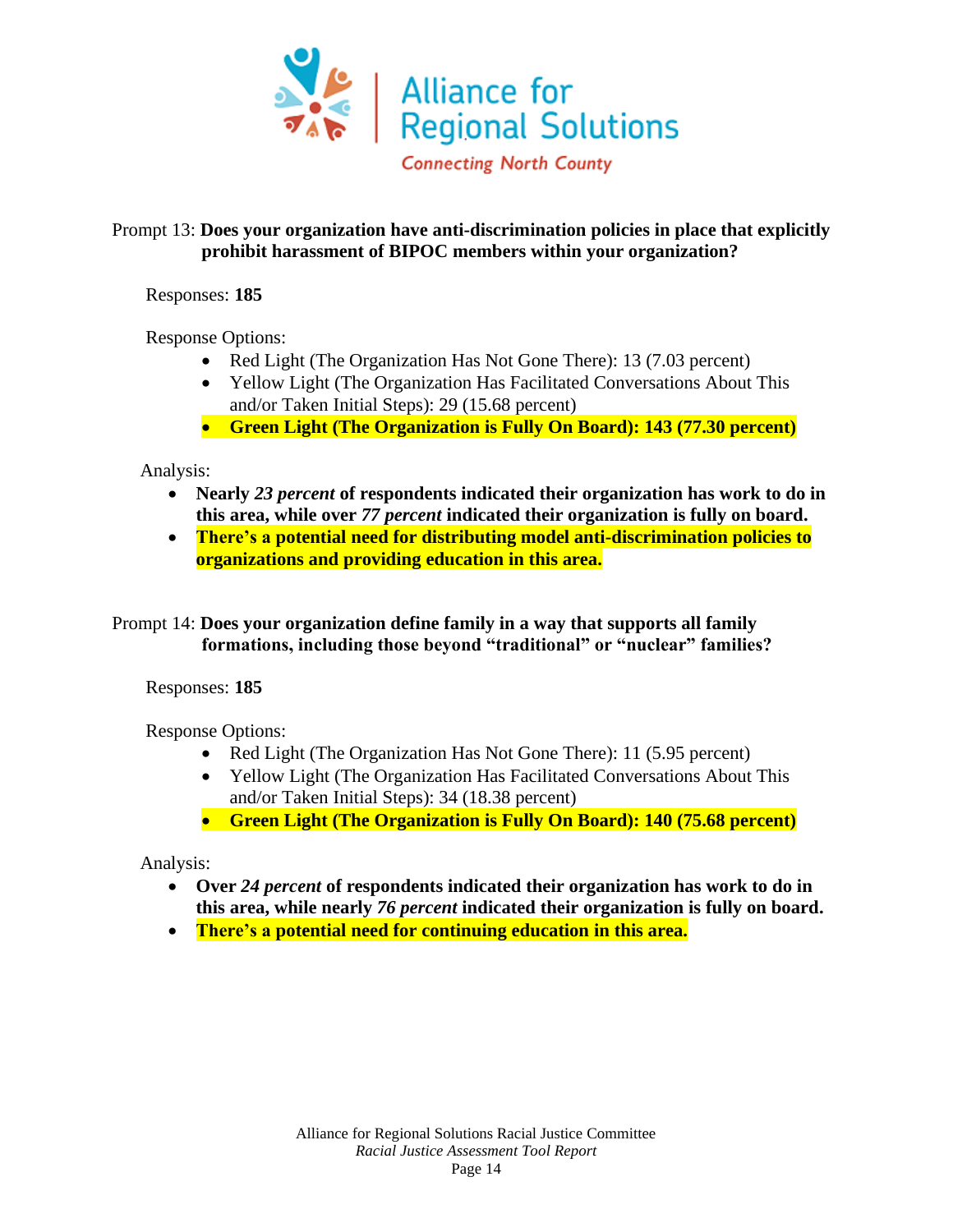Prompt 13: **Does your organization have anti-discrimination policies in place that explicitly prohibit harassment of BIPOC members within your organization?**

Responses: **185**

Response Options:

- Red Light (The Organization Has Not Gone There): 13 (7.03 percent)
- Yellow Light (The Organization Has Facilitated Conversations About This and/or Taken Initial Steps): 29 (15.68 percent)
- **Green Light (The Organization is Fully On Board): 143 (77.30 percent)**

Analysis:

- **Nearly *23 percent* of respondents indicated their organization has work to do in this area, while over *77 percent* indicated their organization is fully on board.**
- **There's a potential need for distributing model anti-discrimination policies to organizations and providing education in this area.**

Prompt 14: **Does your organization define family in a way that supports all family formations, including those beyond "traditional" or "nuclear" families?**

Responses: **185**

Response Options:

- Red Light (The Organization Has Not Gone There): 11 (5.95 percent)
- Yellow Light (The Organization Has Facilitated Conversations About This and/or Taken Initial Steps): 34 (18.38 percent)
- **Green Light (The Organization is Fully On Board): 140 (75.68 percent)**

Analysis:

- **Over *24 percent* of respondents indicated their organization has work to do in this area, while nearly *76 percent* indicated their organization is fully on board.**
- **There's a potential need for continuing education in this area.**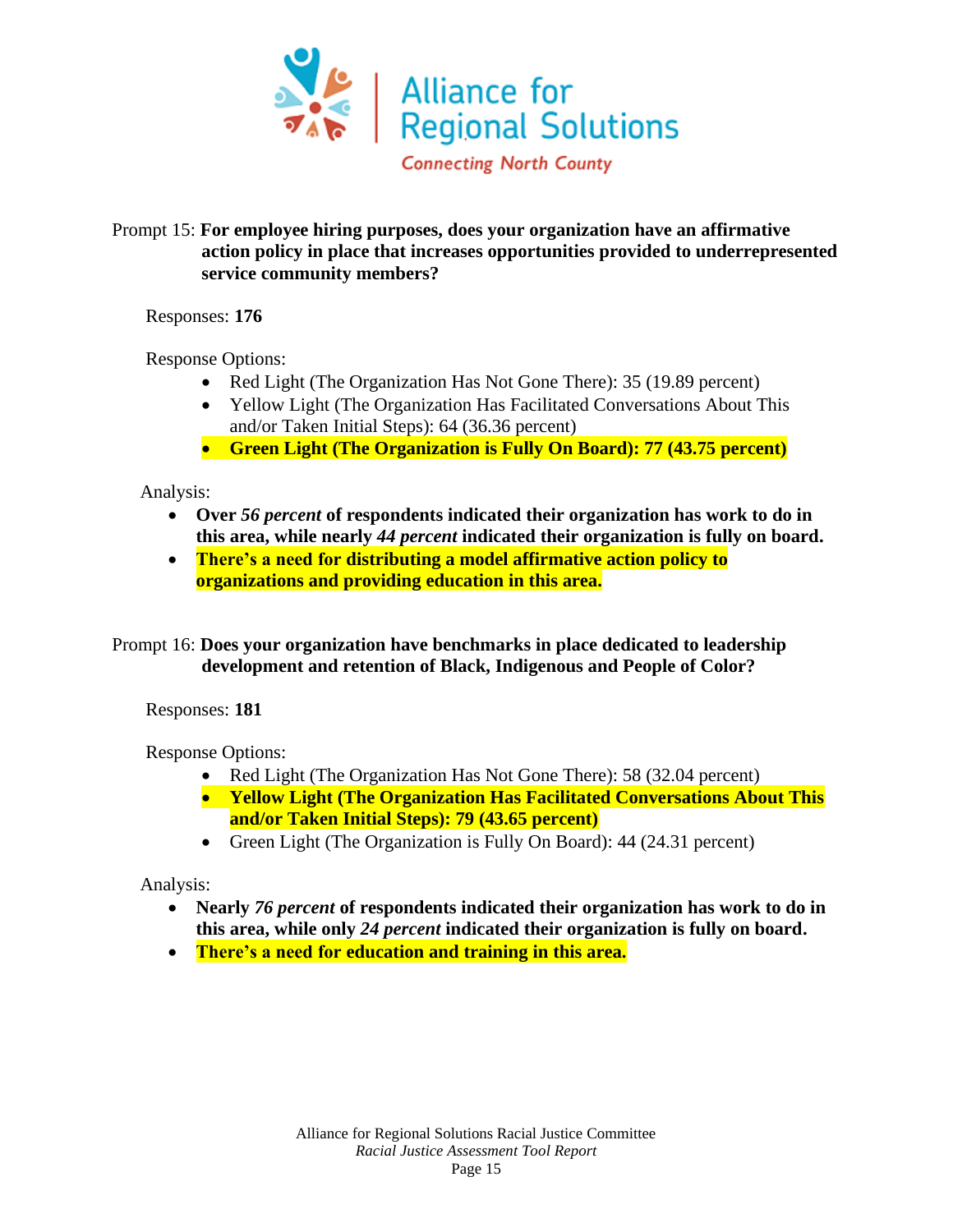Alliance for Regional Solutions
*Connecting North County*

Prompt 15: **For employee hiring purposes, does your organization have an affirmative action policy in place that increases opportunities provided to underrepresented service community members?**

Responses: **176**

Response Options:

- Red Light (The Organization Has Not Gone There): 35 (19.89 percent)
- Yellow Light (The Organization Has Facilitated Conversations About This and/or Taken Initial Steps): 64 (36.36 percent)
- **Green Light (The Organization is Fully On Board): 77 (43.75 percent)**

Analysis:

- **Over *56 percent* of respondents indicated their organization has work to do in this area, while nearly *44 percent* indicated their organization is fully on board.**
- **There's a need for distributing a model affirmative action policy to organizations and providing education in this area.**

Prompt 16: **Does your organization have benchmarks in place dedicated to leadership development and retention of Black, Indigenous and People of Color?**

Responses: **181**

Response Options:

- Red Light (The Organization Has Not Gone There): 58 (32.04 percent)
- **Yellow Light (The Organization Has Facilitated Conversations About This and/or Taken Initial Steps): 79 (43.65 percent)**
- Green Light (The Organization is Fully On Board): 44 (24.31 percent)

Analysis:

- **Nearly *76 percent* of respondents indicated their organization has work to do in this area, while only *24 percent* indicated their organization is fully on board.**
- **There's a need for education and training in this area.**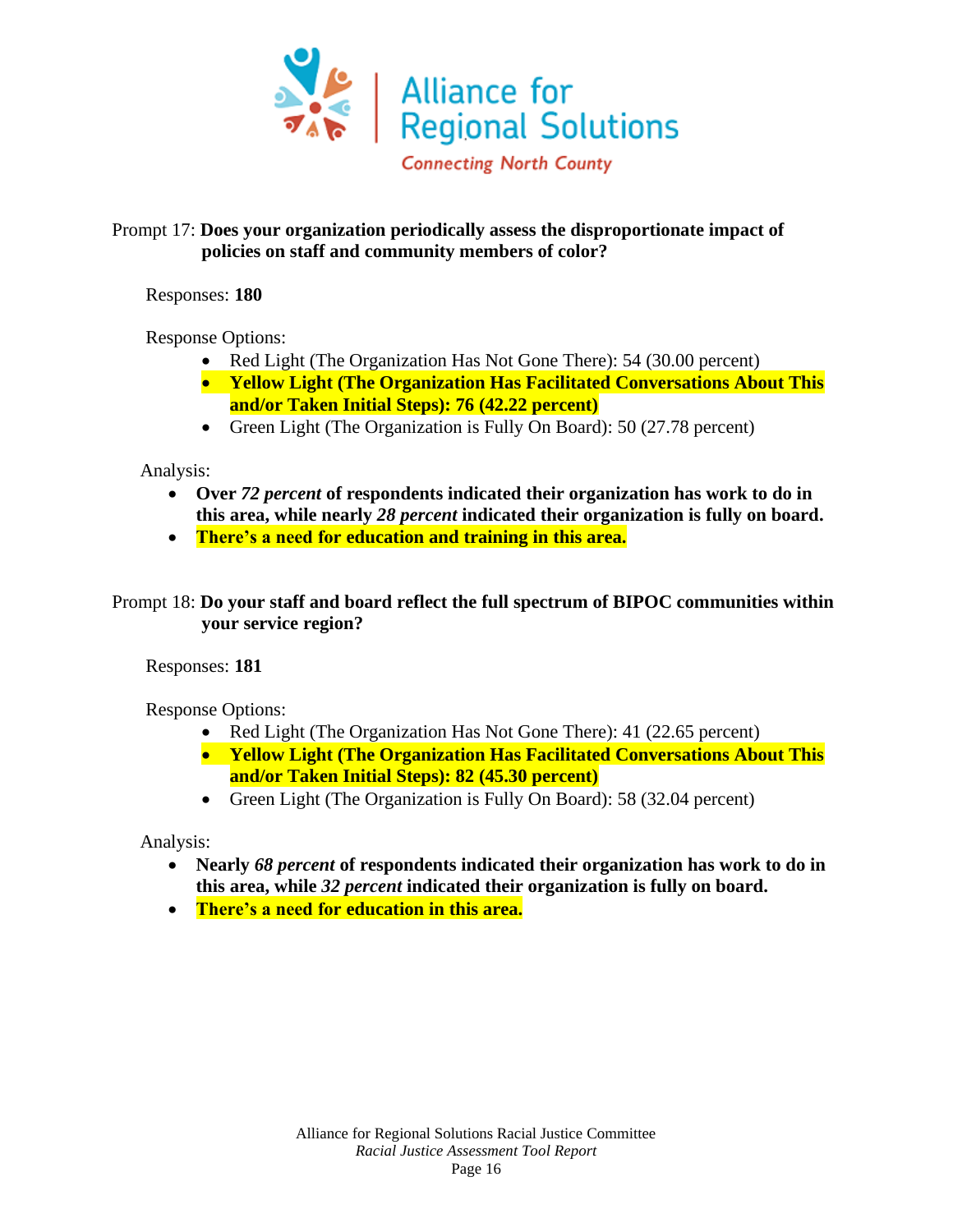Prompt 17: **Does your organization periodically assess the disproportionate impact of policies on staff and community members of color?**

Responses: **180**

Response Options:

- Red Light (The Organization Has Not Gone There): 54 (30.00 percent)
- **Yellow Light (The Organization Has Facilitated Conversations About This and/or Taken Initial Steps): 76 (42.22 percent)**
- Green Light (The Organization is Fully On Board): 50 (27.78 percent)

Analysis:

- **Over *72 percent* of respondents indicated their organization has work to do in this area, while nearly *28 percent* indicated their organization is fully on board.**
- **There's a need for education and training in this area.**

Prompt 18: **Do your staff and board reflect the full spectrum of BIPOC communities within your service region?**

Responses: **181**

Response Options:

- Red Light (The Organization Has Not Gone There): 41 (22.65 percent)
- **Yellow Light (The Organization Has Facilitated Conversations About This and/or Taken Initial Steps): 82 (45.30 percent)**
- Green Light (The Organization is Fully On Board): 58 (32.04 percent)

Analysis:

- **Nearly *68 percent* of respondents indicated their organization has work to do in this area, while *32 percent* indicated their organization is fully on board.**
- **There's a need for education in this area.**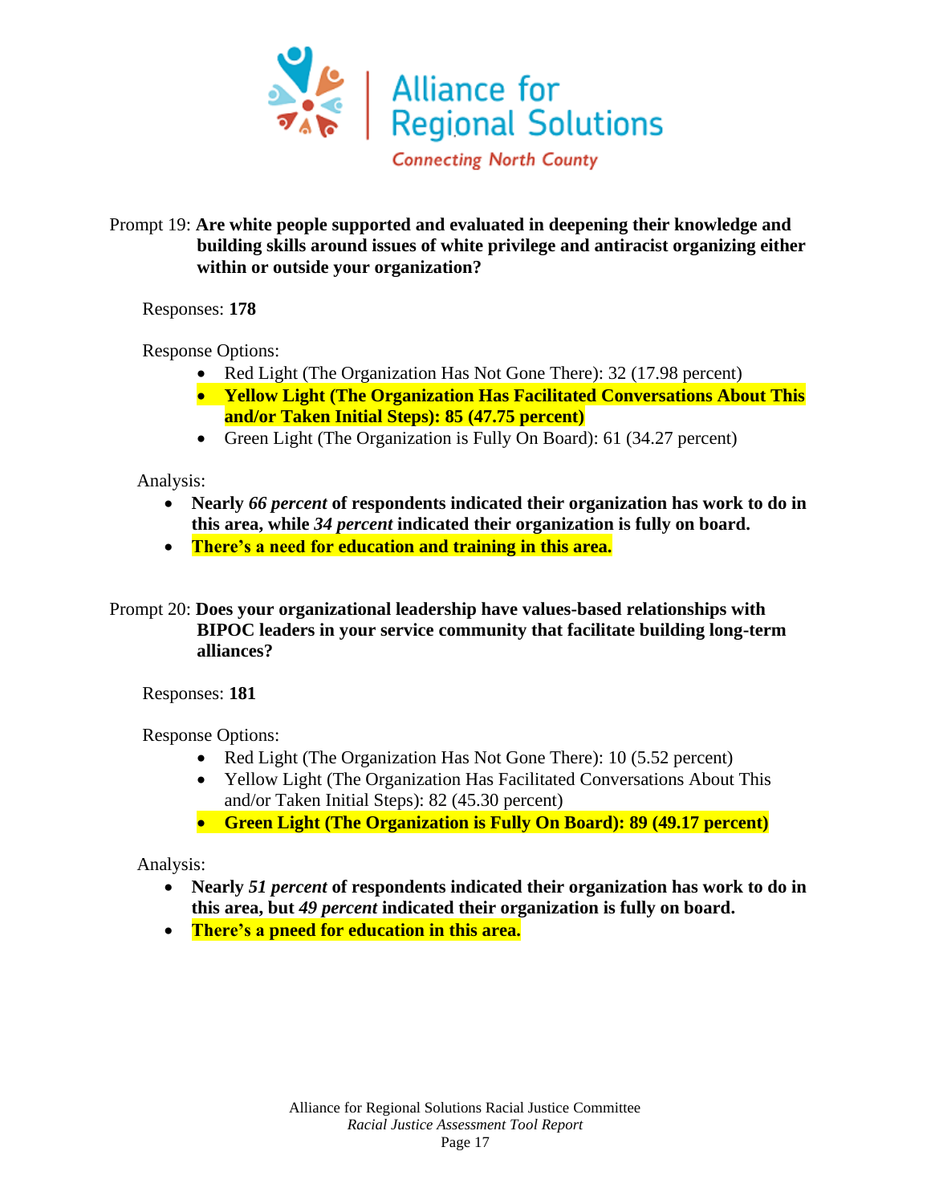Prompt 19: **Are white people supported and evaluated in deepening their knowledge and building skills around issues of white privilege and antiracist organizing either within or outside your organization?**

Responses: **178**

Response Options:

- Red Light (The Organization Has Not Gone There): 32 (17.98 percent)
- **Yellow Light (The Organization Has Facilitated Conversations About This and/or Taken Initial Steps): 85 (47.75 percent)**
- Green Light (The Organization is Fully On Board): 61 (34.27 percent)

Analysis:

- **Nearly *66 percent* of respondents indicated their organization has work to do in this area, while *34 percent* indicated their organization is fully on board.**
- **There's a need for education and training in this area.**

Prompt 20: **Does your organizational leadership have values-based relationships with BIPOC leaders in your service community that facilitate building long-term alliances?**

Responses: **181**

Response Options:

- Red Light (The Organization Has Not Gone There): 10 (5.52 percent)
- Yellow Light (The Organization Has Facilitated Conversations About This and/or Taken Initial Steps): 82 (45.30 percent)
- **Green Light (The Organization is Fully On Board): 89 (49.17 percent)**

Analysis:

- **Nearly *51 percent* of respondents indicated their organization has work to do in this area, but *49 percent* indicated their organization is fully on board.**
- **There's a pneed for education in this area.**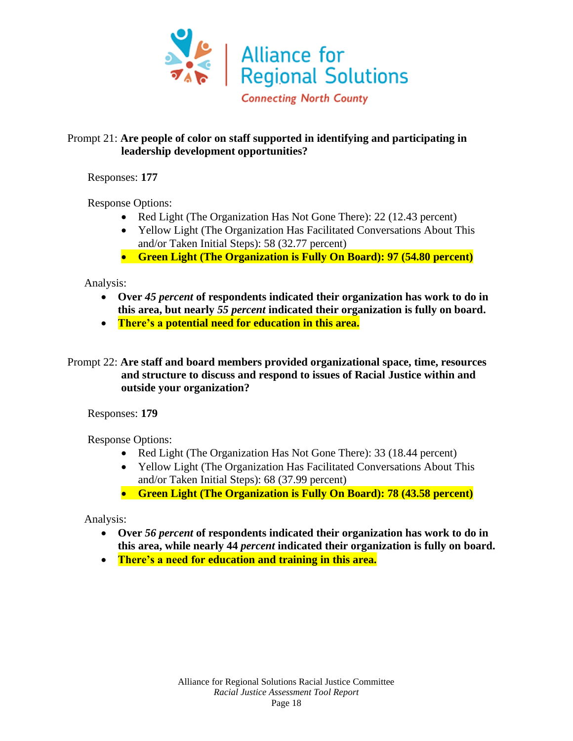Prompt 21: **Are people of color on staff supported in identifying and participating in leadership development opportunities?**

Responses: **177**

Response Options:

- Red Light (The Organization Has Not Gone There): 22 (12.43 percent)
- Yellow Light (The Organization Has Facilitated Conversations About This and/or Taken Initial Steps): 58 (32.77 percent)
- **Green Light (The Organization is Fully On Board): 97 (54.80 percent)**

Analysis:

- **Over *45 percent* of respondents indicated their organization has work to do in this area, but nearly *55 percent* indicated their organization is fully on board.**
- **There's a potential need for education in this area.**

Prompt 22: **Are staff and board members provided organizational space, time, resources and structure to discuss and respond to issues of Racial Justice within and outside your organization?**

Responses: **179**

Response Options:

- Red Light (The Organization Has Not Gone There): 33 (18.44 percent)
- Yellow Light (The Organization Has Facilitated Conversations About This and/or Taken Initial Steps): 68 (37.99 percent)
- **Green Light (The Organization is Fully On Board): 78 (43.58 percent)**

Analysis:

- **Over *56 percent* of respondents indicated their organization has work to do in this area, while nearly 44 *percent* indicated their organization is fully on board.**
- **There's a need for education and training in this area.**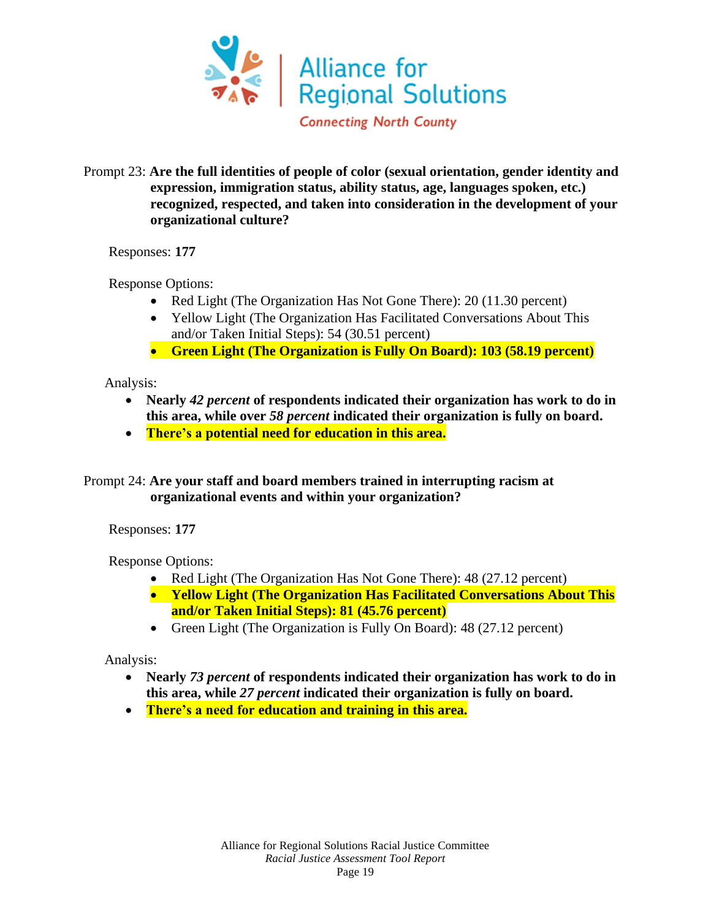Prompt 23: **Are the full identities of people of color (sexual orientation, gender identity and expression, immigration status, ability status, age, languages spoken, etc.) recognized, respected, and taken into consideration in the development of your organizational culture?**

Responses: **177**

Response Options:

- Red Light (The Organization Has Not Gone There): 20 (11.30 percent)
- Yellow Light (The Organization Has Facilitated Conversations About This and/or Taken Initial Steps): 54 (30.51 percent)
- **Green Light (The Organization is Fully On Board): 103 (58.19 percent)**

Analysis:

- **Nearly *42 percent* of respondents indicated their organization has work to do in this area, while over *58 percent* indicated their organization is fully on board.**
- **There's a potential need for education in this area.**

Prompt 24: **Are your staff and board members trained in interrupting racism at organizational events and within your organization?**

Responses: **177**

Response Options:

- Red Light (The Organization Has Not Gone There): 48 (27.12 percent)
- **Yellow Light (The Organization Has Facilitated Conversations About This and/or Taken Initial Steps): 81 (45.76 percent)**
- Green Light (The Organization is Fully On Board): 48 (27.12 percent)

Analysis:

- **Nearly *73 percent* of respondents indicated their organization has work to do in this area, while *27 percent* indicated their organization is fully on board.**
- **There's a need for education and training in this area.**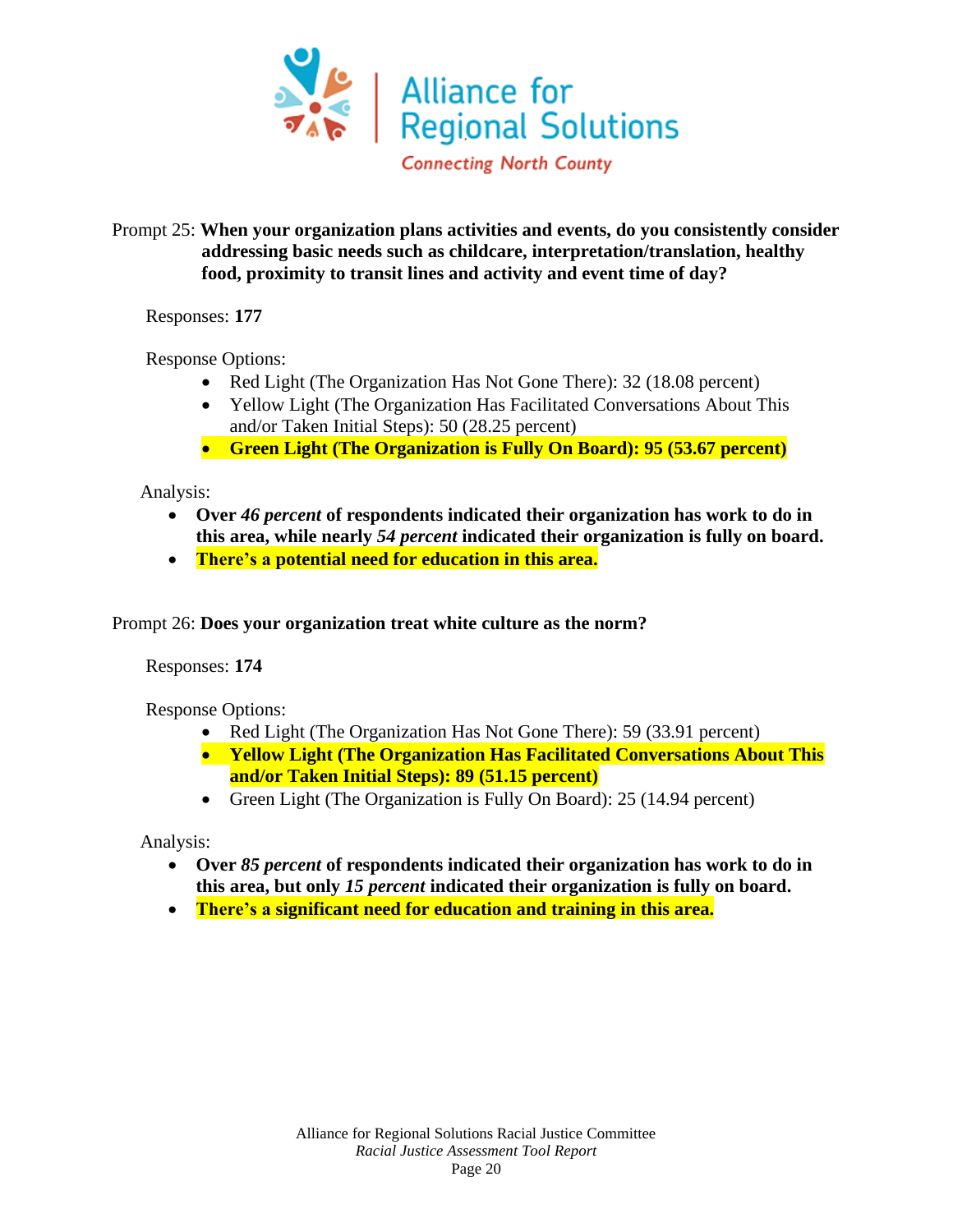Prompt 25: **When your organization plans activities and events, do you consistently consider addressing basic needs such as childcare, interpretation/translation, healthy food, proximity to transit lines and activity and event time of day?**

Responses: **177**

Response Options:

- Red Light (The Organization Has Not Gone There): 32 (18.08 percent)
- Yellow Light (The Organization Has Facilitated Conversations About This and/or Taken Initial Steps): 50 (28.25 percent)
- **Green Light (The Organization is Fully On Board): 95 (53.67 percent)**

Analysis:

- **Over *46 percent* of respondents indicated their organization has work to do in this area, while nearly *54 percent* indicated their organization is fully on board.**
- **There's a potential need for education in this area.**

Prompt 26: **Does your organization treat white culture as the norm?**

Responses: **174**

Response Options:

- Red Light (The Organization Has Not Gone There): 59 (33.91 percent)
- **Yellow Light (The Organization Has Facilitated Conversations About This and/or Taken Initial Steps): 89 (51.15 percent)**
- Green Light (The Organization is Fully On Board): 25 (14.94 percent)

Analysis:

- **Over *85 percent* of respondents indicated their organization has work to do in this area, but only *15 percent* indicated their organization is fully on board.**
- **There's a significant need for education and training in this area.**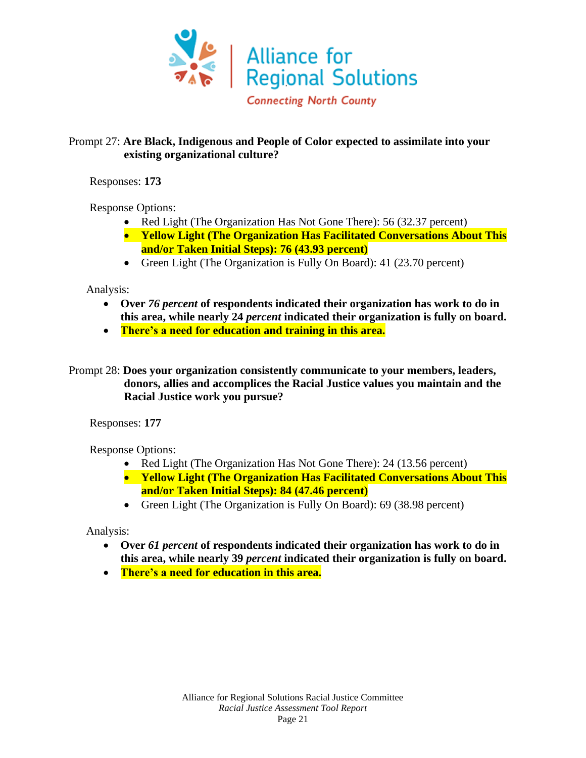Prompt 27: **Are Black, Indigenous and People of Color expected to assimilate into your existing organizational culture?**

Responses: **173**

Response Options:

- Red Light (The Organization Has Not Gone There): 56 (32.37 percent)
- **Yellow Light (The Organization Has Facilitated Conversations About This and/or Taken Initial Steps): 76 (43.93 percent)**
- Green Light (The Organization is Fully On Board): 41 (23.70 percent)

Analysis:

- **Over *76 percent* of respondents indicated their organization has work to do in this area, while nearly 24 *percent* indicated their organization is fully on board.**
- **There's a need for education and training in this area.**

Prompt 28: **Does your organization consistently communicate to your members, leaders, donors, allies and accomplices the Racial Justice values you maintain and the Racial Justice work you pursue?**

Responses: **177**

Response Options:

- Red Light (The Organization Has Not Gone There): 24 (13.56 percent)
- **Yellow Light (The Organization Has Facilitated Conversations About This and/or Taken Initial Steps): 84 (47.46 percent)**
- Green Light (The Organization is Fully On Board): 69 (38.98 percent)

Analysis:

- **Over *61 percent* of respondents indicated their organization has work to do in this area, while nearly 39 *percent* indicated their organization is fully on board.**
- **There's a need for education in this area.**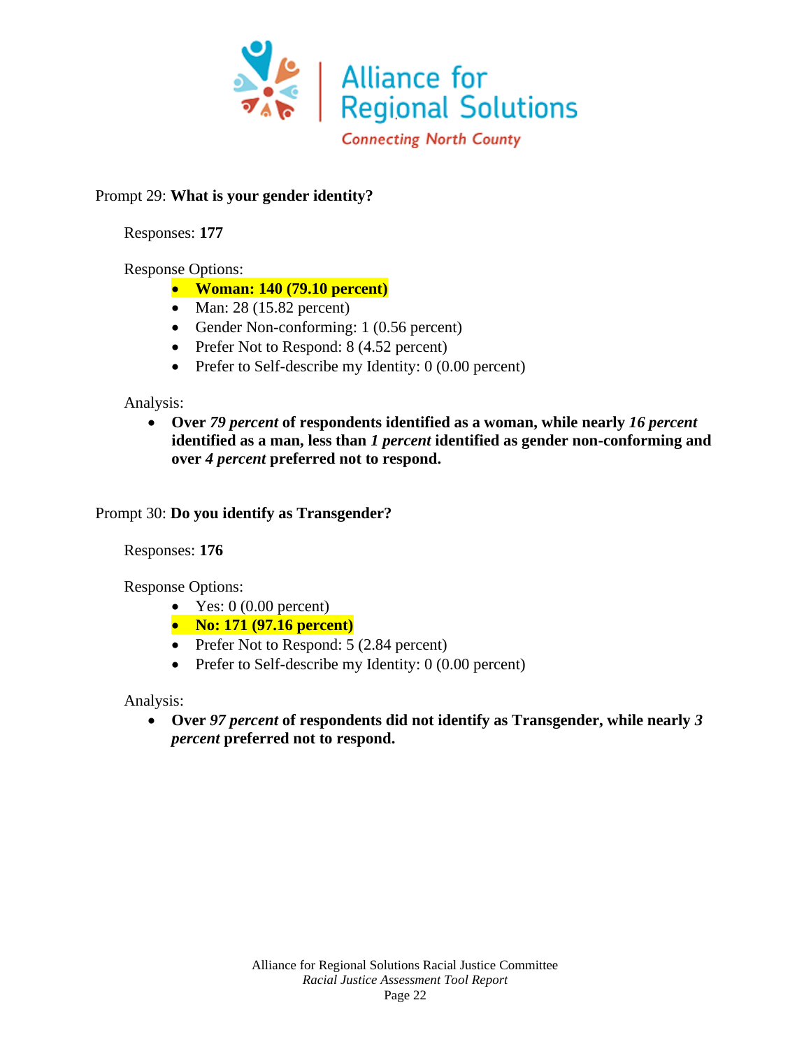Prompt 29: **What is your gender identity?**

Responses: **177**

Response Options:

- **Woman: 140 (79.10 percent)**
- Man: 28 (15.82 percent)
- Gender Non-conforming: 1 (0.56 percent)
- Prefer Not to Respond: 8 (4.52 percent)
- Prefer to Self-describe my Identity: 0 (0.00 percent)

Analysis:

- **Over *79 percent* of respondents identified as a woman, while nearly *16 percent* identified as a man, less than *1 percent* identified as gender non-conforming and over *4 percent* preferred not to respond.**

Prompt 30: **Do you identify as Transgender?**

Responses: **176**

Response Options:

- Yes: 0 (0.00 percent)
- **No: 171 (97.16 percent)**
- Prefer Not to Respond: 5 (2.84 percent)
- Prefer to Self-describe my Identity: 0 (0.00 percent)

Analysis:

- **Over *97 percent* of respondents did not identify as Transgender, while nearly *3 percent* preferred not to respond.**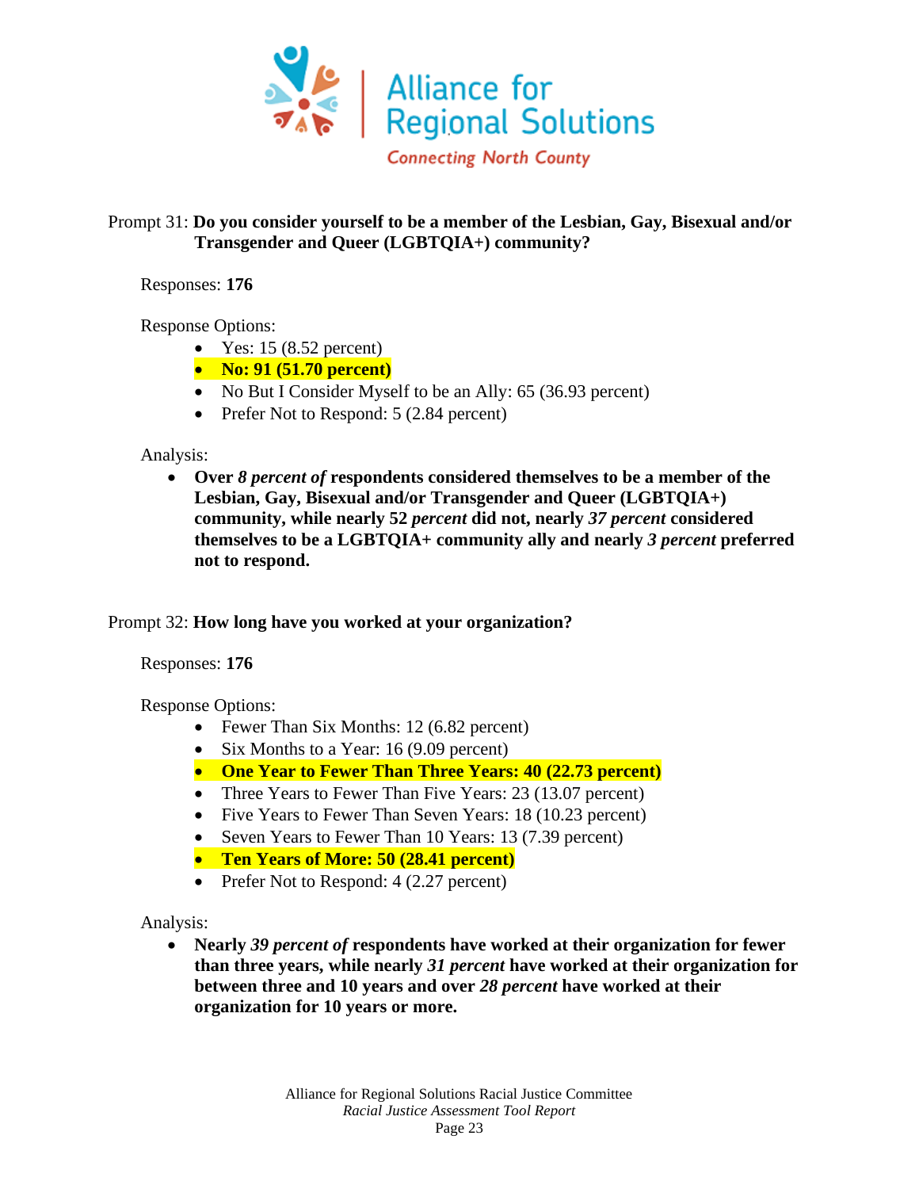Prompt 31: **Do you consider yourself to be a member of the Lesbian, Gay, Bisexual and/or Transgender and Queer (LGBTQIA+) community?**

Responses: **176**

Response Options:

- Yes: 15 (8.52 percent)
- **No: 91 (51.70 percent)**
- No But I Consider Myself to be an Ally: 65 (36.93 percent)
- Prefer Not to Respond: 5 (2.84 percent)

Analysis:

- **Over *8 percent of* respondents considered themselves to be a member of the Lesbian, Gay, Bisexual and/or Transgender and Queer (LGBTQIA+) community, while nearly 52 *percent* did not, nearly *37 percent* considered themselves to be a LGBTQIA+ community ally and nearly *3 percent* preferred not to respond.**

Prompt 32: **How long have you worked at your organization?**

Responses: **176**

Response Options:

- Fewer Than Six Months: 12 (6.82 percent)
- Six Months to a Year: 16 (9.09 percent)
- **One Year to Fewer Than Three Years: 40 (22.73 percent)**
- Three Years to Fewer Than Five Years: 23 (13.07 percent)
- Five Years to Fewer Than Seven Years: 18 (10.23 percent)
- Seven Years to Fewer Than 10 Years: 13 (7.39 percent)
- **Ten Years of More: 50 (28.41 percent)**
- Prefer Not to Respond: 4 (2.27 percent)

Analysis:

- **Nearly *39 percent of* respondents have worked at their organization for fewer than three years, while nearly *31 percent* have worked at their organization for between three and 10 years and over *28 percent* have worked at their organization for 10 years or more.**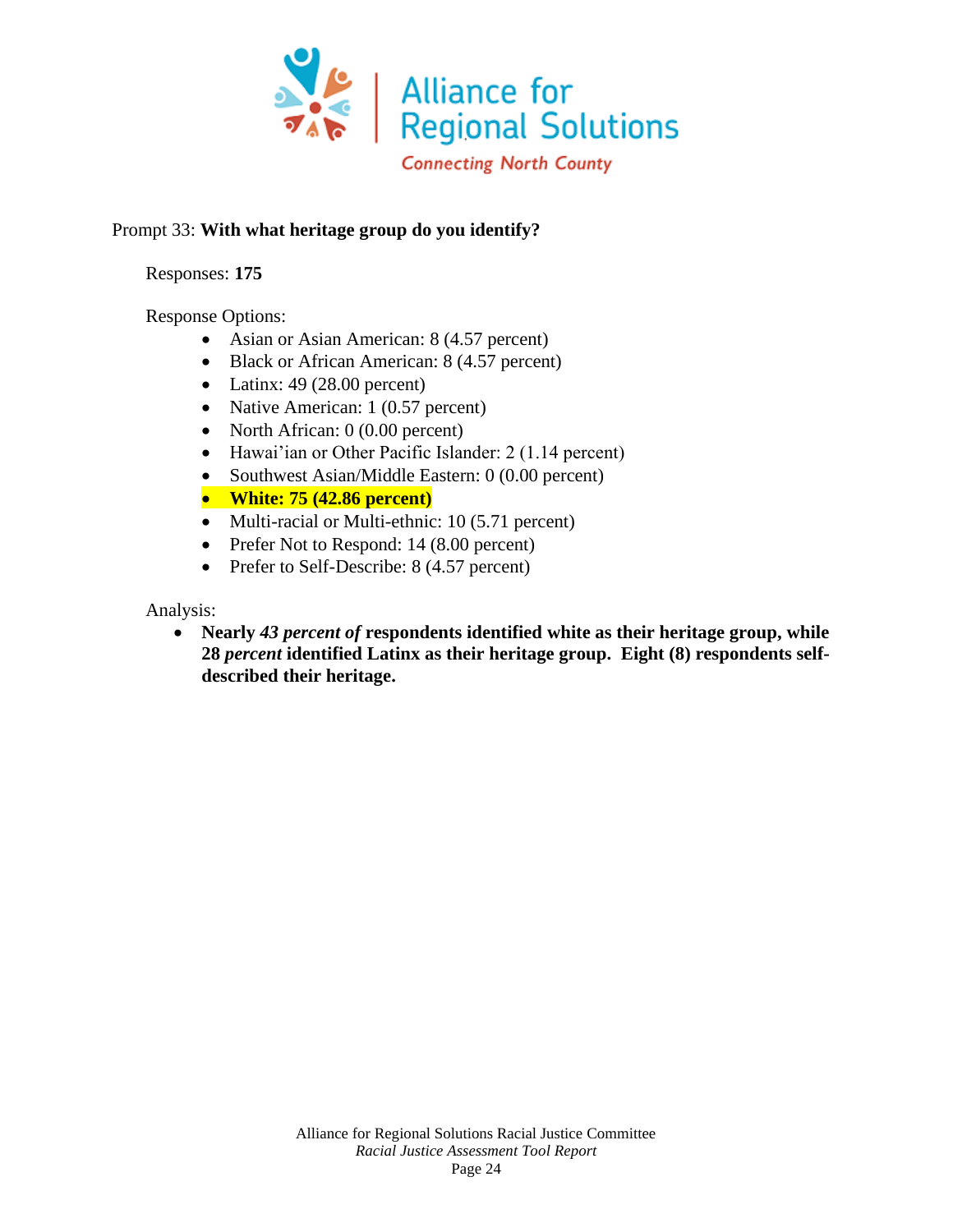Prompt 33: **With what heritage group do you identify?**

Responses: **175**

Response Options:

- Asian or Asian American: 8 (4.57 percent)
- Black or African American: 8 (4.57 percent)
- Latinx: 49 (28.00 percent)
- Native American: 1 (0.57 percent)
- North African: 0 (0.00 percent)
- Hawai'ian or Other Pacific Islander: 2 (1.14 percent)
- Southwest Asian/Middle Eastern: 0 (0.00 percent)
- **White: 75 (42.86 percent)**
- Multi-racial or Multi-ethnic: 10 (5.71 percent)
- Prefer Not to Respond: 14 (8.00 percent)
- Prefer to Self-Describe: 8 (4.57 percent)

Analysis:

- **Nearly *43 percent of* respondents identified white as their heritage group, while 28 *percent* identified Latinx as their heritage group. Eight (8) respondents self-described their heritage.**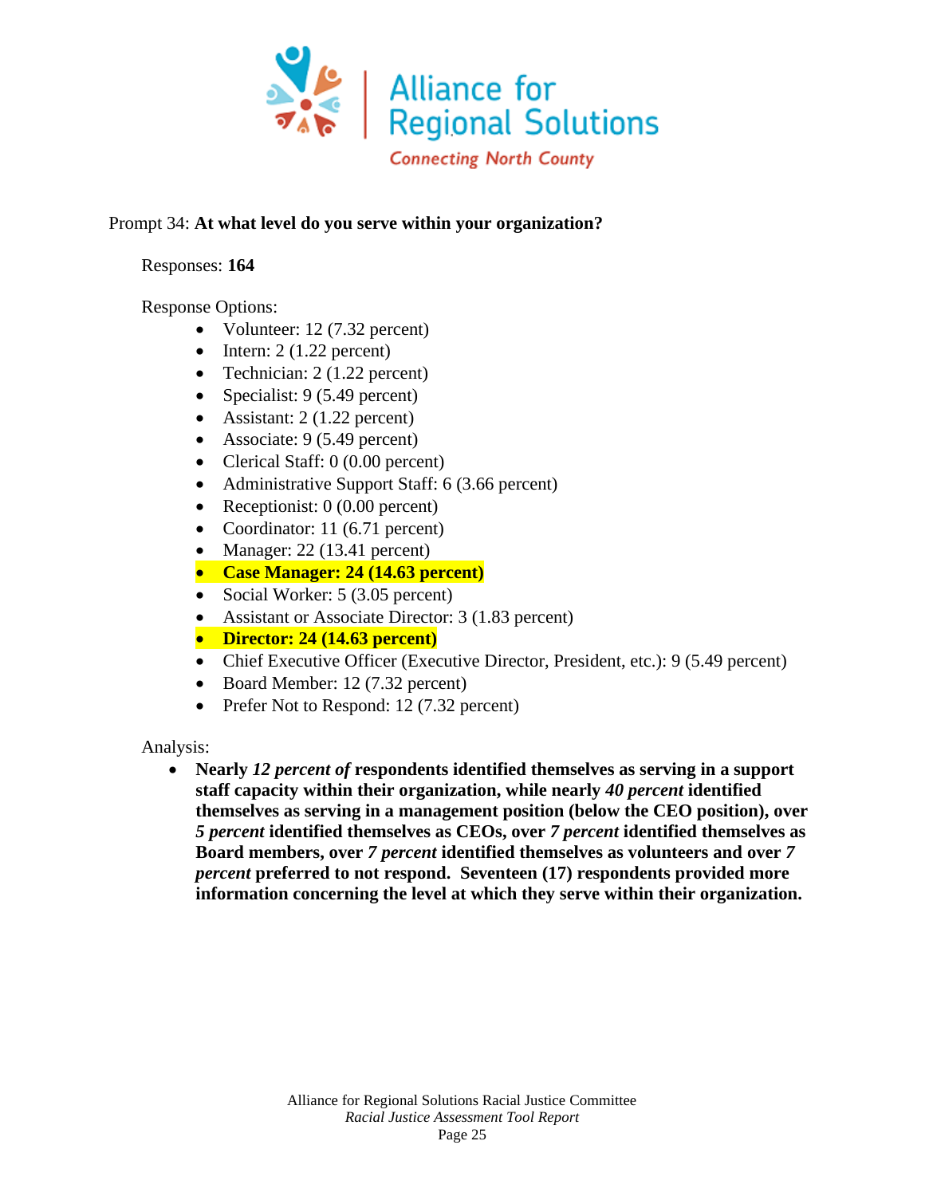Prompt 34: **At what level do you serve within your organization?**

Responses: **164**

Response Options:

- Volunteer: 12 (7.32 percent)
- Intern: 2 (1.22 percent)
- Technician: 2 (1.22 percent)
- Specialist: 9 (5.49 percent)
- Assistant: 2 (1.22 percent)
- Associate: 9 (5.49 percent)
- Clerical Staff: 0 (0.00 percent)
- Administrative Support Staff: 6 (3.66 percent)
- Receptionist: 0 (0.00 percent)
- Coordinator: 11 (6.71 percent)
- Manager: 22 (13.41 percent)
- **Case Manager: 24 (14.63 percent)**
- Social Worker: 5 (3.05 percent)
- Assistant or Associate Director: 3 (1.83 percent)
- **Director: 24 (14.63 percent)**
- Chief Executive Officer (Executive Director, President, etc.): 9 (5.49 percent)
- Board Member: 12 (7.32 percent)
- Prefer Not to Respond: 12 (7.32 percent)

Analysis:

- **Nearly *12 percent of* respondents identified themselves as serving in a support staff capacity within their organization, while nearly *40 percent* identified themselves as serving in a management position (below the CEO position), over *5 percent* identified themselves as CEOs, over *7 percent* identified themselves as Board members, over *7 percent* identified themselves as volunteers and over *7 percent* preferred to not respond. Seventeen (17) respondents provided more information concerning the level at which they serve within their organization.**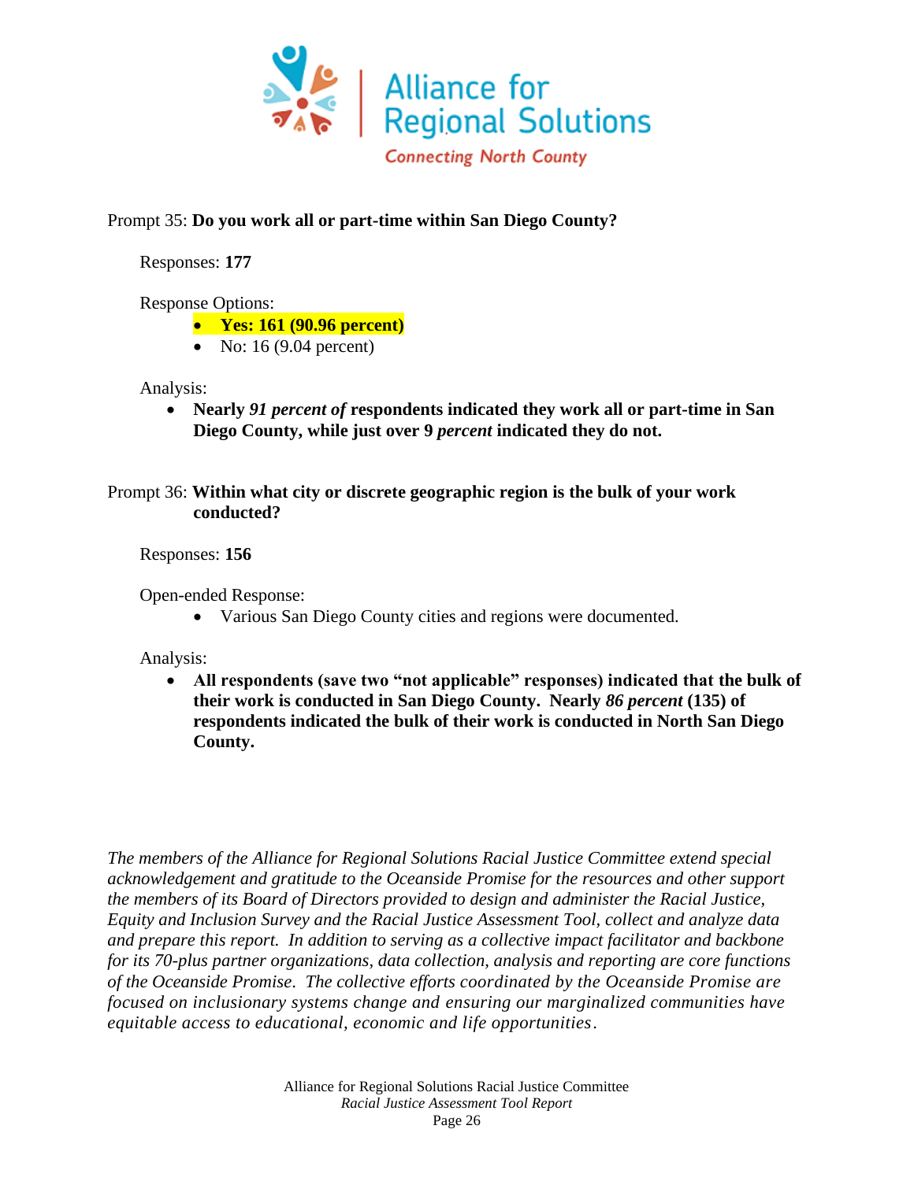Prompt 35: **Do you work all or part-time within San Diego County?**

Responses: **177**

Response Options:

- **Yes: 161 (90.96 percent)**
- No: 16 (9.04 percent)

Analysis:

- **Nearly *91 percent of* respondents indicated they work all or part-time in San Diego County, while just over 9 *percent* indicated they do not.**

Prompt 36: **Within what city or discrete geographic region is the bulk of your work conducted?**

Responses: **156**

Open-ended Response:

- Various San Diego County cities and regions were documented.

Analysis:

- **All respondents (save two "not applicable" responses) indicated that the bulk of their work is conducted in San Diego County. Nearly *86 percent* (135) of respondents indicated the bulk of their work is conducted in North San Diego County.**

*The members of the Alliance for Regional Solutions Racial Justice Committee extend special acknowledgement and gratitude to the Oceanside Promise for the resources and other support the members of its Board of Directors provided to design and administer the Racial Justice, Equity and Inclusion Survey and the Racial Justice Assessment Tool, collect and analyze data and prepare this report. In addition to serving as a collective impact facilitator and backbone for its 70-plus partner organizations, data collection, analysis and reporting are core functions of the Oceanside Promise. The collective efforts coordinated by the Oceanside Promise are focused on inclusionary systems change and ensuring our marginalized communities have equitable access to educational, economic and life opportunities.*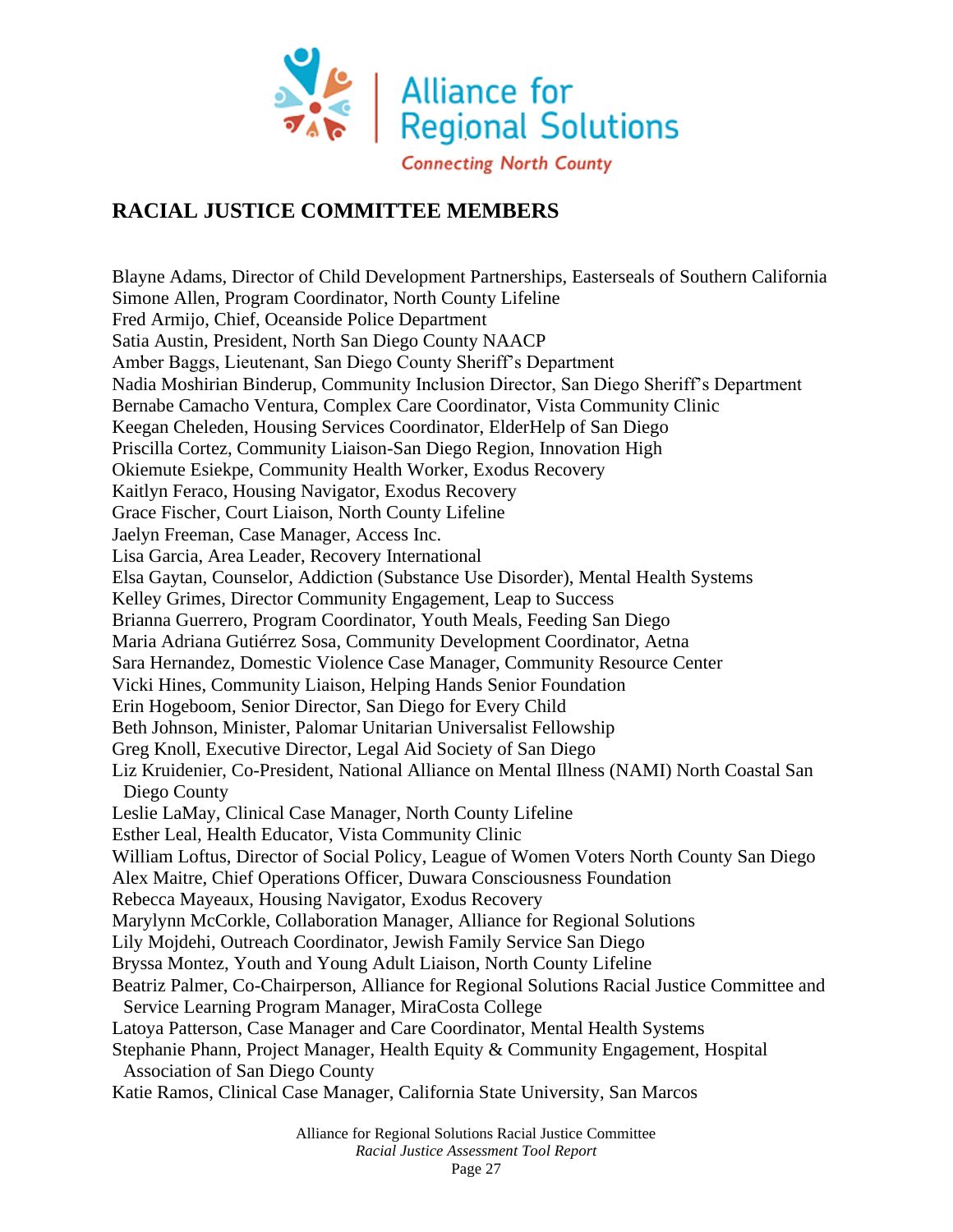## RACIAL JUSTICE COMMITTEE MEMBERS

Blayne Adams, Director of Child Development Partnerships, Easterseals of Southern California
Simone Allen, Program Coordinator, North County Lifeline
Fred Armijo, Chief, Oceanside Police Department
Satia Austin, President, North San Diego County NAACP
Amber Baggs, Lieutenant, San Diego County Sheriff's Department
Nadia Moshirian Binderup, Community Inclusion Director, San Diego Sheriff's Department
Bernabe Camacho Ventura, Complex Care Coordinator, Vista Community Clinic
Keegan Cheleden, Housing Services Coordinator, ElderHelp of San Diego
Priscilla Cortez, Community Liaison-San Diego Region, Innovation High
Okiemute Esiekpe, Community Health Worker, Exodus Recovery
Kaitlyn Feraco, Housing Navigator, Exodus Recovery
Grace Fischer, Court Liaison, North County Lifeline
Jaelyn Freeman, Case Manager, Access Inc.
Lisa Garcia, Area Leader, Recovery International
Elsa Gaytan, Counselor, Addiction (Substance Use Disorder), Mental Health Systems
Kelley Grimes, Director Community Engagement, Leap to Success
Brianna Guerrero, Program Coordinator, Youth Meals, Feeding San Diego
Maria Adriana Gutiérrez Sosa, Community Development Coordinator, Aetna
Sara Hernandez, Domestic Violence Case Manager, Community Resource Center
Vicki Hines, Community Liaison, Helping Hands Senior Foundation
Erin Hogeboom, Senior Director, San Diego for Every Child
Beth Johnson, Minister, Palomar Unitarian Universalist Fellowship
Greg Knoll, Executive Director, Legal Aid Society of San Diego
Liz Kruidenier, Co-President, National Alliance on Mental Illness (NAMI) North Coastal San Diego County
Leslie LaMay, Clinical Case Manager, North County Lifeline
Esther Leal, Health Educator, Vista Community Clinic
William Loftus, Director of Social Policy, League of Women Voters North County San Diego
Alex Maitre, Chief Operations Officer, Duwara Consciousness Foundation
Rebecca Mayeaux, Housing Navigator, Exodus Recovery
Marylynn McCorkle, Collaboration Manager, Alliance for Regional Solutions
Lily Mojdehi, Outreach Coordinator, Jewish Family Service San Diego
Bryssa Montez, Youth and Young Adult Liaison, North County Lifeline
Beatriz Palmer, Co-Chairperson, Alliance for Regional Solutions Racial Justice Committee and Service Learning Program Manager, MiraCosta College
Latoya Patterson, Case Manager and Care Coordinator, Mental Health Systems
Stephanie Phann, Project Manager, Health Equity & Community Engagement, Hospital Association of San Diego County
Katie Ramos, Clinical Case Manager, California State University, San Marcos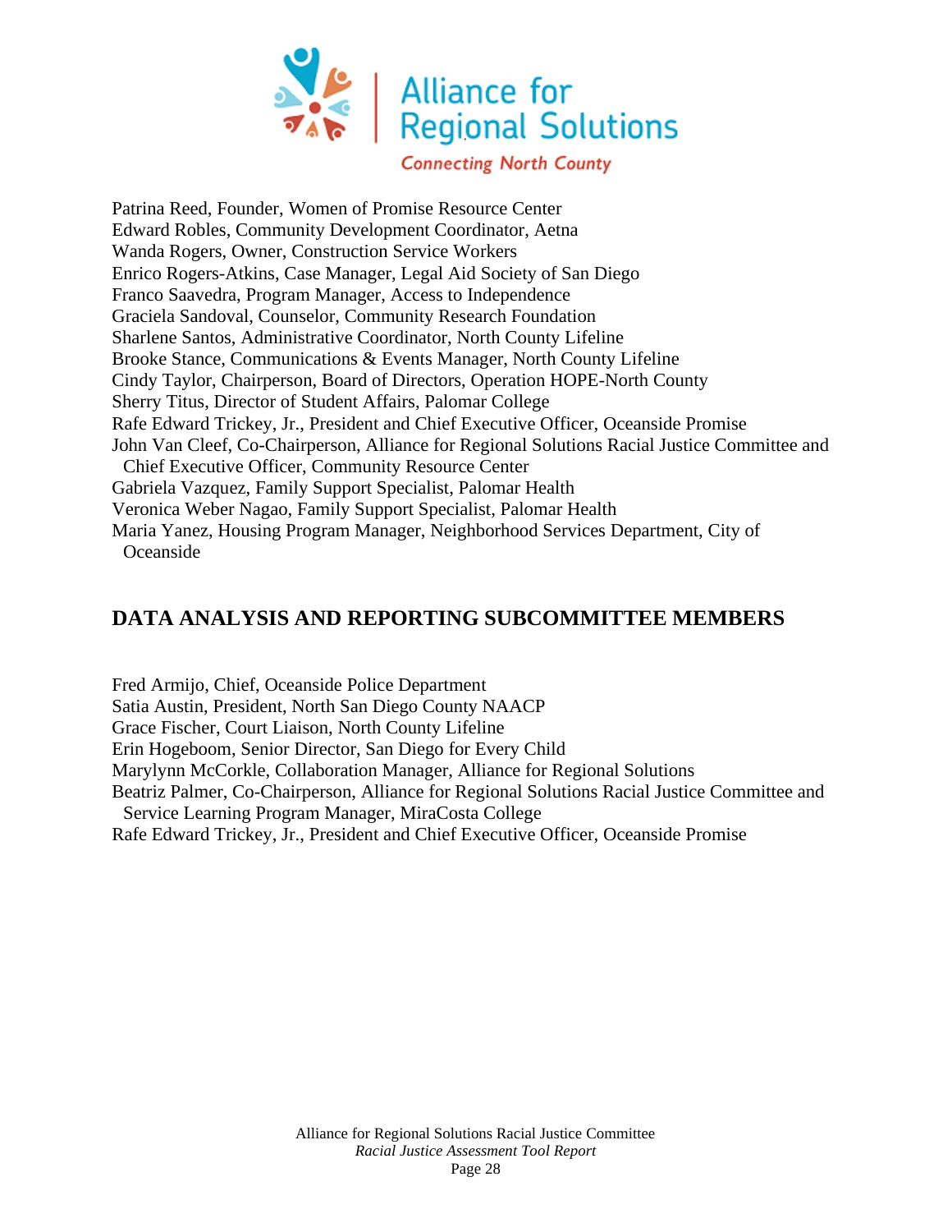Patrina Reed, Founder, Women of Promise Resource Center
Edward Robles, Community Development Coordinator, Aetna
Wanda Rogers, Owner, Construction Service Workers
Enrico Rogers-Atkins, Case Manager, Legal Aid Society of San Diego
Franco Saavedra, Program Manager, Access to Independence
Graciela Sandoval, Counselor, Community Research Foundation
Sharlene Santos, Administrative Coordinator, North County Lifeline
Brooke Stance, Communications & Events Manager, North County Lifeline
Cindy Taylor, Chairperson, Board of Directors, Operation HOPE-North County
Sherry Titus, Director of Student Affairs, Palomar College
Rafe Edward Trickey, Jr., President and Chief Executive Officer, Oceanside Promise
John Van Cleef, Co-Chairperson, Alliance for Regional Solutions Racial Justice Committee and Chief Executive Officer, Community Resource Center
Gabriela Vazquez, Family Support Specialist, Palomar Health
Veronica Weber Nagao, Family Support Specialist, Palomar Health
Maria Yanez, Housing Program Manager, Neighborhood Services Department, City of Oceanside

## DATA ANALYSIS AND REPORTING SUBCOMMITTEE MEMBERS

Fred Armijo, Chief, Oceanside Police Department
Satia Austin, President, North San Diego County NAACP
Grace Fischer, Court Liaison, North County Lifeline
Erin Hogeboom, Senior Director, San Diego for Every Child
Marylynn McCorkle, Collaboration Manager, Alliance for Regional Solutions
Beatriz Palmer, Co-Chairperson, Alliance for Regional Solutions Racial Justice Committee and Service Learning Program Manager, MiraCosta College
Rafe Edward Trickey, Jr., President and Chief Executive Officer, Oceanside Promise